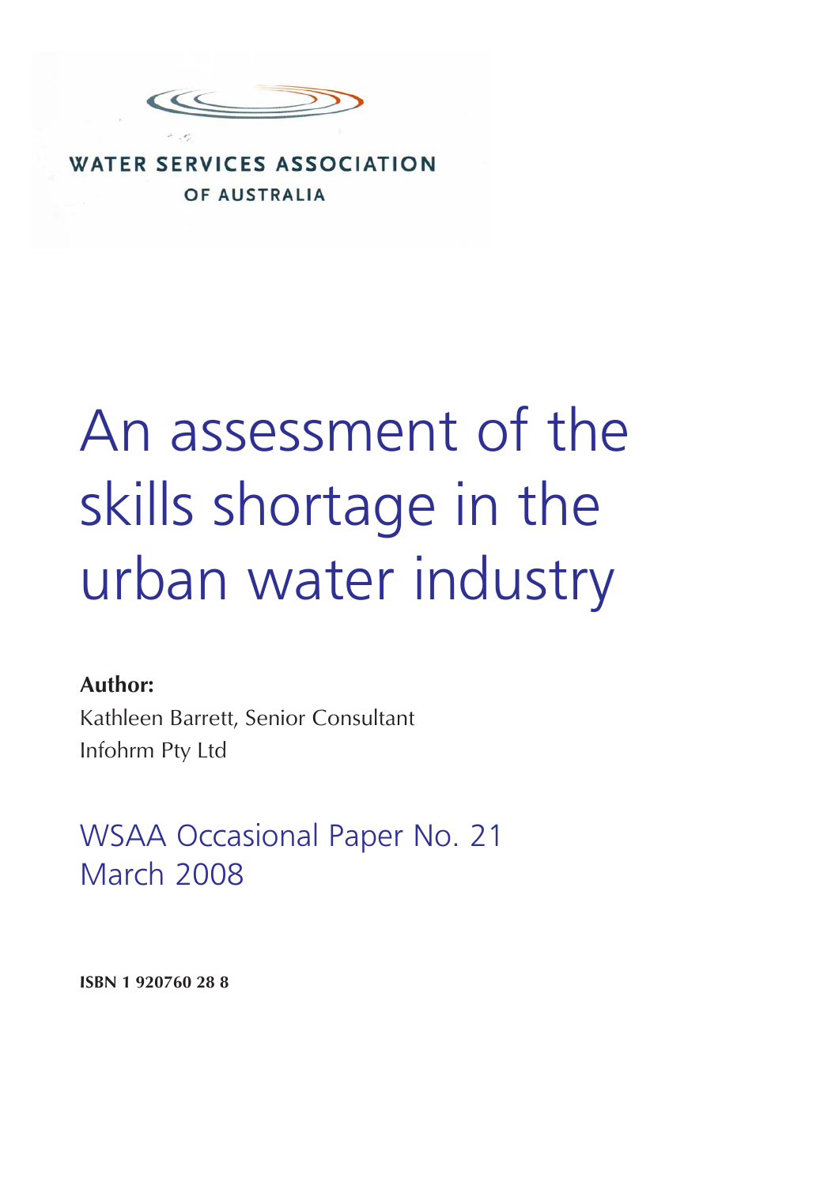WATER SERVICES ASSOCIATION
OF AUSTRALIA

# An assessment of the skills shortage in the urban water industry

**Author:**

Kathleen Barrett, Senior Consultant
Infohrm Pty Ltd

WSAA Occasional Paper No. 21
March 2008

**ISBN 1 920760 28 8**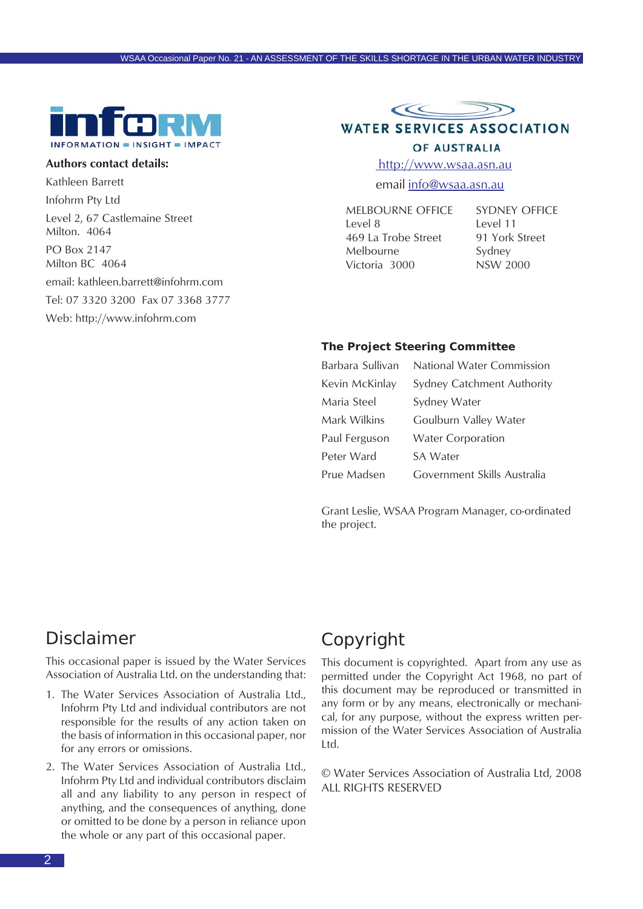INFOHRM — INFORMATION ■ INSIGHT ■ IMPACT

**Authors contact details:**

Kathleen Barrett

Infohrm Pty Ltd

Level 2, 67 Castlemaine Street
Milton. 4064

PO Box 2147
Milton BC 4064

email: kathleen.barrett@infohrm.com

Tel: 07 3320 3200 Fax 07 3368 3777

Web: http://www.infohrm.com

WATER SERVICES ASSOCIATION OF AUSTRALIA

http://www.wsaa.asn.au

email info@wsaa.asn.au

| MELBOURNE OFFICE | SYDNEY OFFICE |
|---|---|
| Level 8 | Level 11 |
| 469 La Trobe Street | 91 York Street |
| Melbourne | Sydney |
| Victoria 3000 | NSW 2000 |

**The Project Steering Committee**

| | |
|---|---|
| Barbara Sullivan | National Water Commission |
| Kevin McKinlay | Sydney Catchment Authority |
| Maria Steel | Sydney Water |
| Mark Wilkins | Goulburn Valley Water |
| Paul Ferguson | Water Corporation |
| Peter Ward | SA Water |
| Prue Madsen | Government Skills Australia |

Grant Leslie, WSAA Program Manager, co-ordinated the project.

## Disclaimer

This occasional paper is issued by the Water Services Association of Australia Ltd. on the understanding that:

1. The Water Services Association of Australia Ltd., Infohrm Pty Ltd and individual contributors are not responsible for the results of any action taken on the basis of information in this occasional paper, nor for any errors or omissions.
2. The Water Services Association of Australia Ltd., Infohrm Pty Ltd and individual contributors disclaim all and any liability to any person in respect of anything, and the consequences of anything, done or omitted to be done by a person in reliance upon the whole or any part of this occasional paper.

## Copyright

This document is copyrighted. Apart from any use as permitted under the Copyright Act 1968, no part of this document may be reproduced or transmitted in any form or by any means, electronically or mechanical, for any purpose, without the express written permission of the Water Services Association of Australia Ltd.

© Water Services Association of Australia Ltd, 2008
ALL RIGHTS RESERVED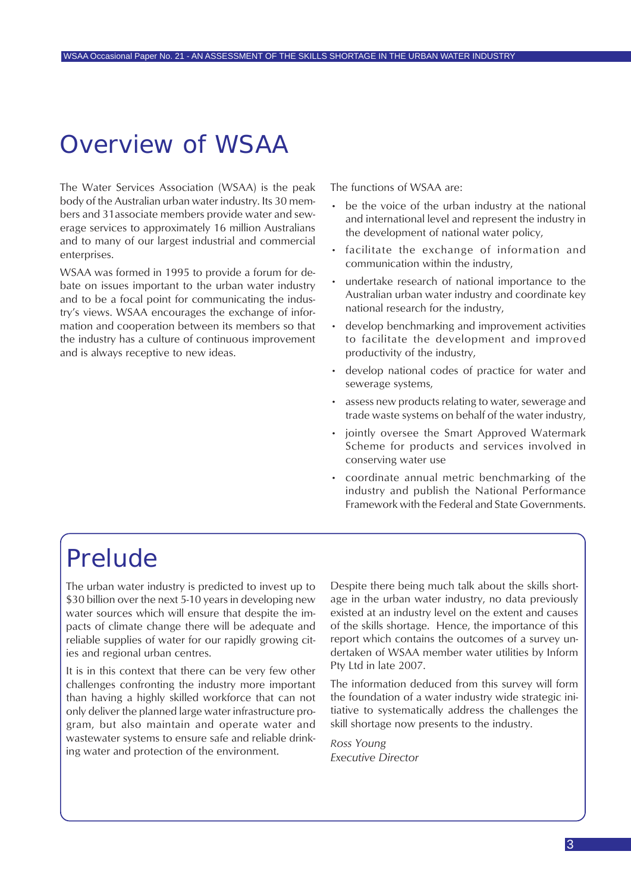# Overview of WSAA

The Water Services Association (WSAA) is the peak body of the Australian urban water industry. Its 30 members and 31associate members provide water and sewerage services to approximately 16 million Australians and to many of our largest industrial and commercial enterprises.

WSAA was formed in 1995 to provide a forum for debate on issues important to the urban water industry and to be a focal point for communicating the industry's views. WSAA encourages the exchange of information and cooperation between its members so that the industry has a culture of continuous improvement and is always receptive to new ideas.

The functions of WSAA are:

- be the voice of the urban industry at the national and international level and represent the industry in the development of national water policy,
- facilitate the exchange of information and communication within the industry,
- undertake research of national importance to the Australian urban water industry and coordinate key national research for the industry,
- develop benchmarking and improvement activities to facilitate the development and improved productivity of the industry,
- develop national codes of practice for water and sewerage systems,
- assess new products relating to water, sewerage and trade waste systems on behalf of the water industry,
- jointly oversee the Smart Approved Watermark Scheme for products and services involved in conserving water use
- coordinate annual metric benchmarking of the industry and publish the National Performance Framework with the Federal and State Governments.

# Prelude

The urban water industry is predicted to invest up to $30 billion over the next 5-10 years in developing new water sources which will ensure that despite the impacts of climate change there will be adequate and reliable supplies of water for our rapidly growing cities and regional urban centres.

It is in this context that there can be very few other challenges confronting the industry more important than having a highly skilled workforce that can not only deliver the planned large water infrastructure program, but also maintain and operate water and wastewater systems to ensure safe and reliable drinking water and protection of the environment.

Despite there being much talk about the skills shortage in the urban water industry, no data previously existed at an industry level on the extent and causes of the skills shortage. Hence, the importance of this report which contains the outcomes of a survey undertaken of WSAA member water utilities by Inform Pty Ltd in late 2007.

The information deduced from this survey will form the foundation of a water industry wide strategic initiative to systematically address the challenges the skill shortage now presents to the industry.

*Ross Young*
*Executive Director*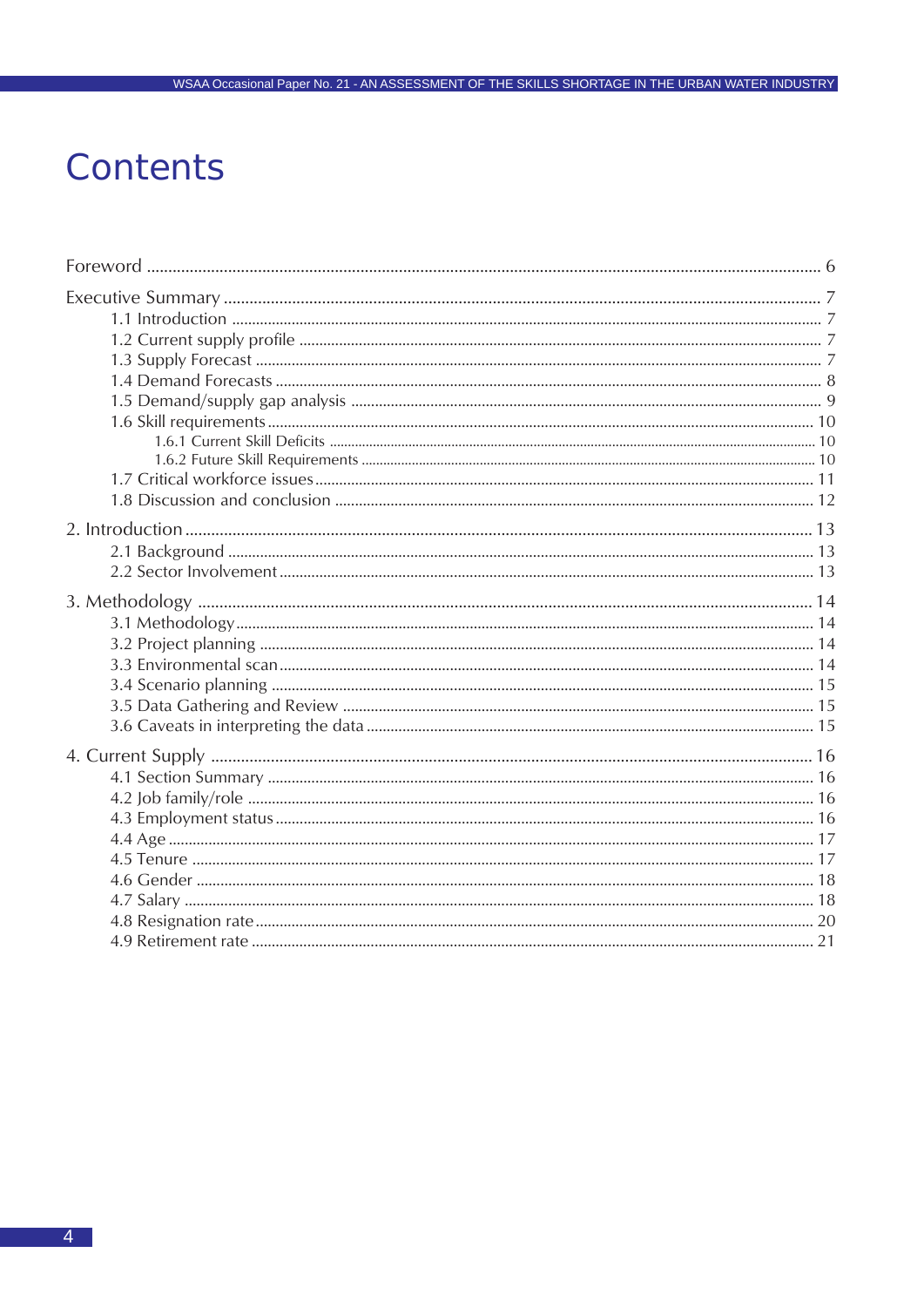# Contents

Foreword ........................................................................ 6

Executive Summary ........................................................................ 7
- 1.1 Introduction ........................................................................ 7
- 1.2 Current supply profile ........................................................................ 7
- 1.3 Supply Forecast ........................................................................ 7
- 1.4 Demand Forecasts ........................................................................ 8
- 1.5 Demand/supply gap analysis ........................................................................ 9
- 1.6 Skill requirements ........................................................................ 10
  - 1.6.1 Current Skill Deficits ........................................................................ 10
  - 1.6.2 Future Skill Requirements ........................................................................ 10
- 1.7 Critical workforce issues ........................................................................ 11
- 1.8 Discussion and conclusion ........................................................................ 12

2. Introduction ........................................................................ 13
- 2.1 Background ........................................................................ 13
- 2.2 Sector Involvement ........................................................................ 13

3. Methodology ........................................................................ 14
- 3.1 Methodology ........................................................................ 14
- 3.2 Project planning ........................................................................ 14
- 3.3 Environmental scan ........................................................................ 14
- 3.4 Scenario planning ........................................................................ 15
- 3.5 Data Gathering and Review ........................................................................ 15
- 3.6 Caveats in interpreting the data ........................................................................ 15

4. Current Supply ........................................................................ 16
- 4.1 Section Summary ........................................................................ 16
- 4.2 Job family/role ........................................................................ 16
- 4.3 Employment status ........................................................................ 16
- 4.4 Age ........................................................................ 17
- 4.5 Tenure ........................................................................ 17
- 4.6 Gender ........................................................................ 18
- 4.7 Salary ........................................................................ 18
- 4.8 Resignation rate ........................................................................ 20
- 4.9 Retirement rate ........................................................................ 21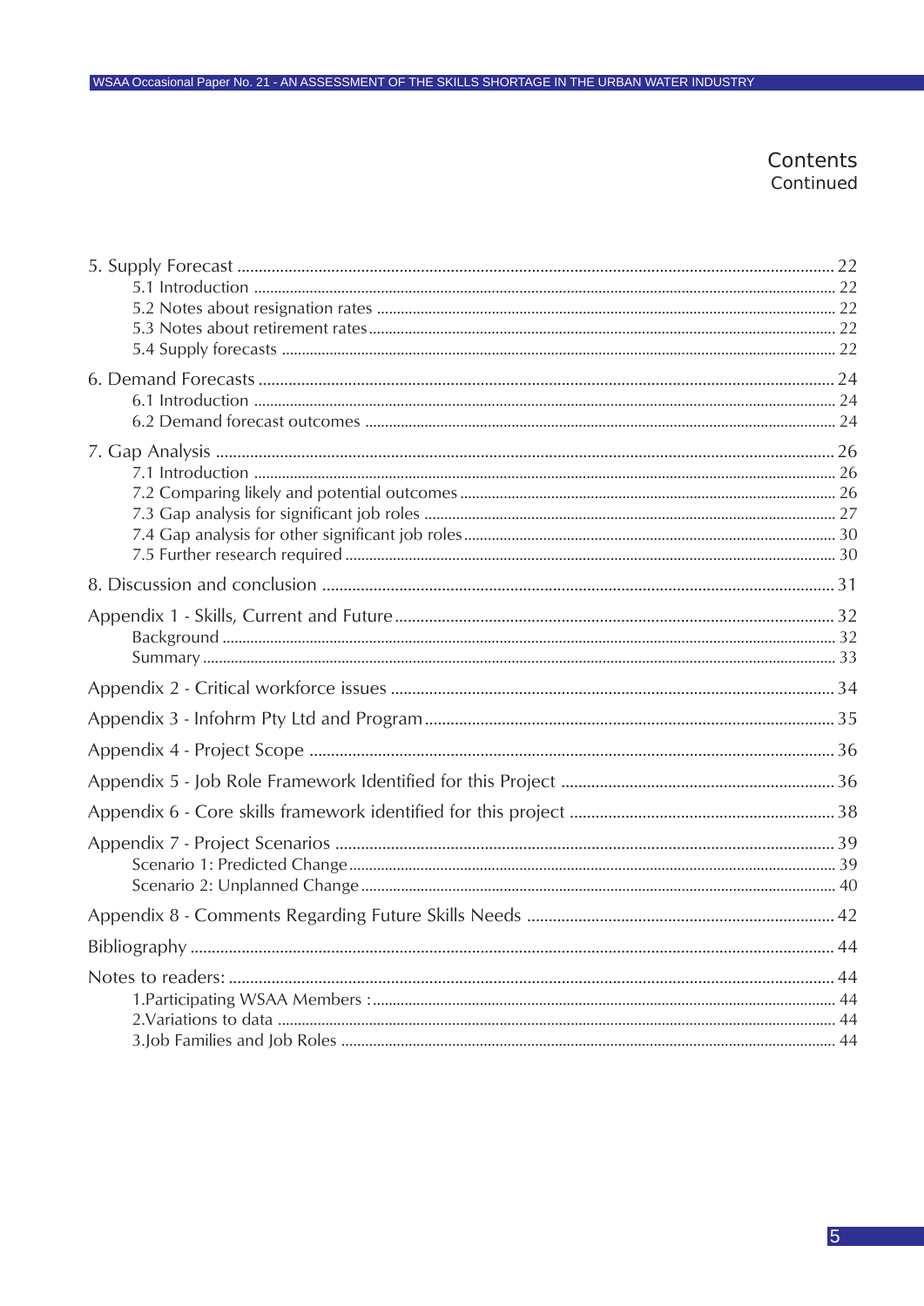# Contents
Continued

5. Supply Forecast ..... 22
   - 5.1 Introduction ..... 22
   - 5.2 Notes about resignation rates ..... 22
   - 5.3 Notes about retirement rates ..... 22
   - 5.4 Supply forecasts ..... 22

6. Demand Forecasts ..... 24
   - 6.1 Introduction ..... 24
   - 6.2 Demand forecast outcomes ..... 24

7. Gap Analysis ..... 26
   - 7.1 Introduction ..... 26
   - 7.2 Comparing likely and potential outcomes ..... 26
   - 7.3 Gap analysis for significant job roles ..... 27
   - 7.4 Gap analysis for other significant job roles ..... 30
   - 7.5 Further research required ..... 30

8. Discussion and conclusion ..... 31

Appendix 1 - Skills, Current and Future ..... 32
   - Background ..... 32
   - Summary ..... 33

Appendix 2 - Critical workforce issues ..... 34

Appendix 3 - Infohrm Pty Ltd and Program ..... 35

Appendix 4 - Project Scope ..... 36

Appendix 5 - Job Role Framework Identified for this Project ..... 36

Appendix 6 - Core skills framework identified for this project ..... 38

Appendix 7 - Project Scenarios ..... 39
   - Scenario 1: Predicted Change ..... 39
   - Scenario 2: Unplanned Change ..... 40

Appendix 8 - Comments Regarding Future Skills Needs ..... 42

Bibliography ..... 44

Notes to readers: ..... 44
   - 1.Participating WSAA Members : ..... 44
   - 2.Variations to data ..... 44
   - 3.Job Families and Job Roles ..... 44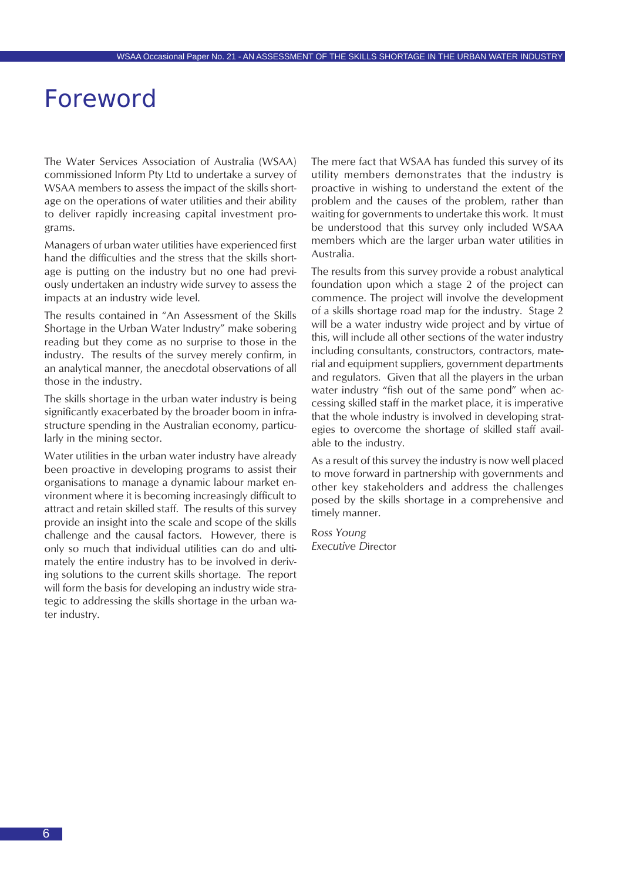# Foreword

The Water Services Association of Australia (WSAA) commissioned Inform Pty Ltd to undertake a survey of WSAA members to assess the impact of the skills shortage on the operations of water utilities and their ability to deliver rapidly increasing capital investment programs.

Managers of urban water utilities have experienced first hand the difficulties and the stress that the skills shortage is putting on the industry but no one had previously undertaken an industry wide survey to assess the impacts at an industry wide level.

The results contained in "An Assessment of the Skills Shortage in the Urban Water Industry" make sobering reading but they come as no surprise to those in the industry. The results of the survey merely confirm, in an analytical manner, the anecdotal observations of all those in the industry.

The skills shortage in the urban water industry is being significantly exacerbated by the broader boom in infrastructure spending in the Australian economy, particularly in the mining sector.

Water utilities in the urban water industry have already been proactive in developing programs to assist their organisations to manage a dynamic labour market environment where it is becoming increasingly difficult to attract and retain skilled staff. The results of this survey provide an insight into the scale and scope of the skills challenge and the causal factors. However, there is only so much that individual utilities can do and ultimately the entire industry has to be involved in deriving solutions to the current skills shortage. The report will form the basis for developing an industry wide strategic to addressing the skills shortage in the urban water industry.

The mere fact that WSAA has funded this survey of its utility members demonstrates that the industry is proactive in wishing to understand the extent of the problem and the causes of the problem, rather than waiting for governments to undertake this work. It must be understood that this survey only included WSAA members which are the larger urban water utilities in Australia.

The results from this survey provide a robust analytical foundation upon which a stage 2 of the project can commence. The project will involve the development of a skills shortage road map for the industry. Stage 2 will be a water industry wide project and by virtue of this, will include all other sections of the water industry including consultants, constructors, contractors, material and equipment suppliers, government departments and regulators. Given that all the players in the urban water industry "fish out of the same pond" when accessing skilled staff in the market place, it is imperative that the whole industry is involved in developing strategies to overcome the shortage of skilled staff available to the industry.

As a result of this survey the industry is now well placed to move forward in partnership with governments and other key stakeholders and address the challenges posed by the skills shortage in a comprehensive and timely manner.

*Ross Young*
*Executive Director*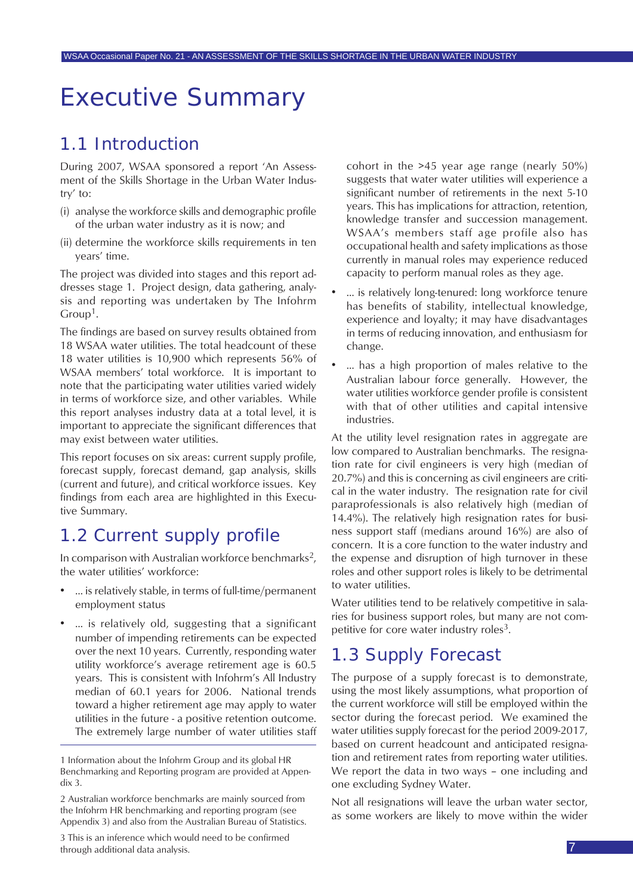# Executive Summary

## 1.1 Introduction

During 2007, WSAA sponsored a report 'An Assessment of the Skills Shortage in the Urban Water Industry' to:

(i) analyse the workforce skills and demographic profile of the urban water industry as it is now; and

(ii) determine the workforce skills requirements in ten years' time.

The project was divided into stages and this report addresses stage 1. Project design, data gathering, analysis and reporting was undertaken by The Infohrm Group[1].

The findings are based on survey results obtained from 18 WSAA water utilities. The total headcount of these 18 water utilities is 10,900 which represents 56% of WSAA members' total workforce. It is important to note that the participating water utilities varied widely in terms of workforce size, and other variables. While this report analyses industry data at a total level, it is important to appreciate the significant differences that may exist between water utilities.

This report focuses on six areas: current supply profile, forecast supply, forecast demand, gap analysis, skills (current and future), and critical workforce issues. Key findings from each area are highlighted in this Executive Summary.

## 1.2 Current supply profile

In comparison with Australian workforce benchmarks[2], the water utilities' workforce:

- ... is relatively stable, in terms of full-time/permanent employment status
- ... is relatively old, suggesting that a significant number of impending retirements can be expected over the next 10 years. Currently, responding water utility workforce's average retirement age is 60.5 years. This is consistent with Infohrm's All Industry median of 60.1 years for 2006. National trends toward a higher retirement age may apply to water utilities in the future - a positive retention outcome. The extremely large number of water utilities staff cohort in the >45 year age range (nearly 50%) suggests that water water utilities will experience a significant number of retirements in the next 5-10 years. This has implications for attraction, retention, knowledge transfer and succession management. WSAA's members staff age profile also has occupational health and safety implications as those currently in manual roles may experience reduced capacity to perform manual roles as they age.
- ... is relatively long-tenured: long workforce tenure has benefits of stability, intellectual knowledge, experience and loyalty; it may have disadvantages in terms of reducing innovation, and enthusiasm for change.
- ... has a high proportion of males relative to the Australian labour force generally. However, the water utilities workforce gender profile is consistent with that of other utilities and capital intensive industries.

At the utility level resignation rates in aggregate are low compared to Australian benchmarks. The resignation rate for civil engineers is very high (median of 20.7%) and this is concerning as civil engineers are critical in the water industry. The resignation rate for civil paraprofessionals is also relatively high (median of 14.4%). The relatively high resignation rates for business support staff (medians around 16%) are also of concern. It is a core function to the water industry and the expense and disruption of high turnover in these roles and other support roles is likely to be detrimental to water utilities.

Water utilities tend to be relatively competitive in salaries for business support roles, but many are not competitive for core water industry roles[3].

## 1.3 Supply Forecast

The purpose of a supply forecast is to demonstrate, using the most likely assumptions, what proportion of the current workforce will still be employed within the sector during the forecast period. We examined the water utilities supply forecast for the period 2009-2017, based on current headcount and anticipated resignation and retirement rates from reporting water utilities. We report the data in two ways – one including and one excluding Sydney Water.

Not all resignations will leave the urban water sector, as some workers are likely to move within the wider

---

1 Information about the Infohrm Group and its global HR Benchmarking and Reporting program are provided at Appendix 3.

2 Australian workforce benchmarks are mainly sourced from the Infohrm HR benchmarking and reporting program (see Appendix 3) and also from the Australian Bureau of Statistics.

3 This is an inference which would need to be confirmed through additional data analysis.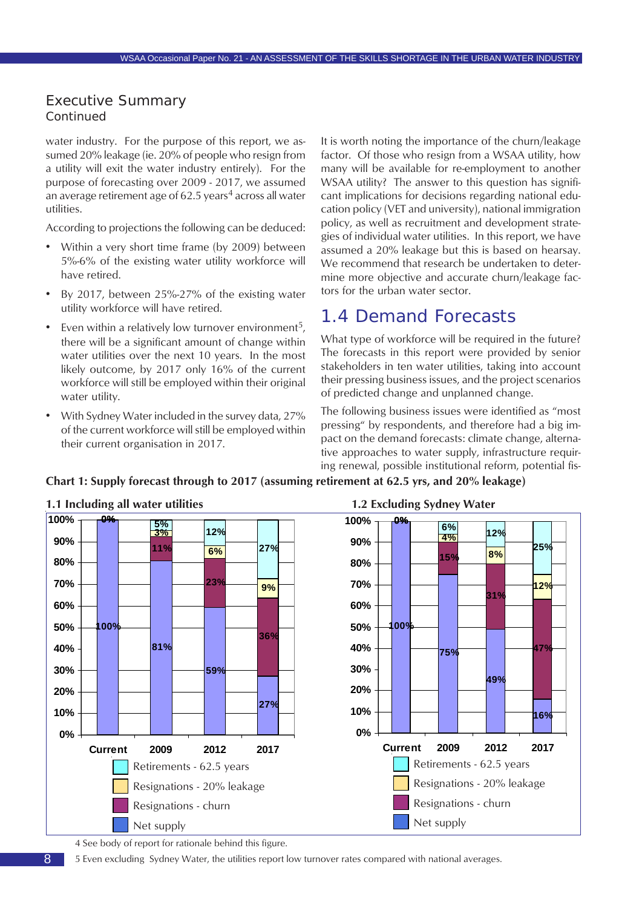## Executive Summary
Continued

water industry. For the purpose of this report, we assumed 20% leakage (ie. 20% of people who resign from a utility will exit the water industry entirely). For the purpose of forecasting over 2009 - 2017, we assumed an average retirement age of 62.5 years[4] across all water utilities.

According to projections the following can be deduced:

- Within a very short time frame (by 2009) between 5%-6% of the existing water utility workforce will have retired.
- By 2017, between 25%-27% of the existing water utility workforce will have retired.
- Even within a relatively low turnover environment[5], there will be a significant amount of change within water utilities over the next 10 years. In the most likely outcome, by 2017 only 16% of the current workforce will still be employed within their original water utility.
- With Sydney Water included in the survey data, 27% of the current workforce will still be employed within their current organisation in 2017.

It is worth noting the importance of the churn/leakage factor. Of those who resign from a WSAA utility, how many will be available for re-employment to another WSAA utility? The answer to this question has significant implications for decisions regarding national education policy (VET and university), national immigration policy, as well as recruitment and development strategies of individual water utilities. In this report, we have assumed a 20% leakage but this is based on hearsay. We recommend that research be undertaken to determine more objective and accurate churn/leakage factors for the urban water sector.

# 1.4 Demand Forecasts

What type of workforce will be required in the future? The forecasts in this report were provided by senior stakeholders in ten water utilities, taking into account their pressing business issues, and the project scenarios of predicted change and unplanned change.

The following business issues were identified as "most pressing" by respondents, and therefore had a big impact on the demand forecasts: climate change, alternative approaches to water supply, infrastructure requiring renewal, possible institutional reform, potential fis-

**Chart 1: Supply forecast through to 2017 (assuming retirement at 62.5 yrs, and 20% leakage)**

**1.1 Including all water utilities**

| | Current | 2009 | 2012 | 2017 |
|---|---|---|---|---|
| Retirements - 62.5 years | 0% | 5% | 12% | 27% |
| Resignations - 20% leakage | | 3% | 6% | 9% |
| Resignations - churn | | 11% | 23% | 36% |
| Net supply | 100% | 81% | 59% | 27% |

**1.2 Excluding Sydney Water**

| | Current | 2009 | 2012 | 2017 |
|---|---|---|---|---|
| Retirements - 62.5 years | 0% | 6% | 12% | 25% |
| Resignations - 20% leakage | | 4% | 8% | 12% |
| Resignations - churn | | 15% | 31% | 47% |
| Net supply | 100% | 75% | 49% | 16% |

4 See body of report for rationale behind this figure.

5 Even excluding Sydney Water, the utilities report low turnover rates compared with national averages.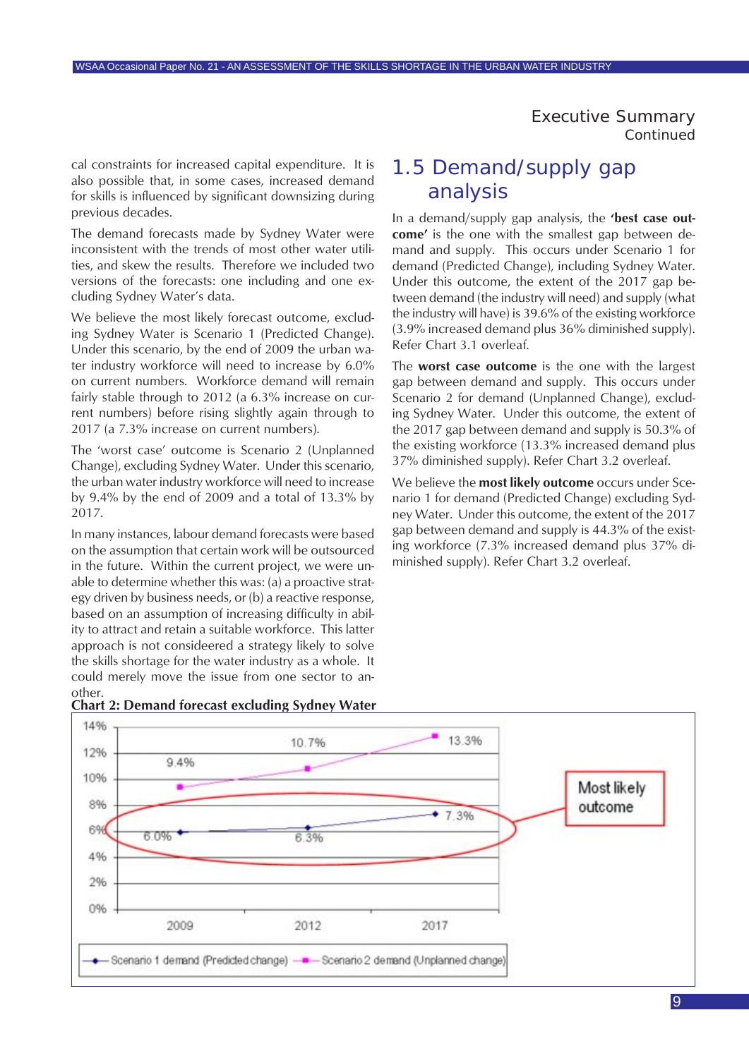cal constraints for increased capital expenditure. It is also possible that, in some cases, increased demand for skills is influenced by significant downsizing during previous decades.

The demand forecasts made by Sydney Water were inconsistent with the trends of most other water utilities, and skew the results. Therefore we included two versions of the forecasts: one including and one excluding Sydney Water's data.

We believe the most likely forecast outcome, excluding Sydney Water is Scenario 1 (Predicted Change). Under this scenario, by the end of 2009 the urban water industry workforce will need to increase by 6.0% on current numbers. Workforce demand will remain fairly stable through to 2012 (a 6.3% increase on current numbers) before rising slightly again through to 2017 (a 7.3% increase on current numbers).

The 'worst case' outcome is Scenario 2 (Unplanned Change), excluding Sydney Water. Under this scenario, the urban water industry workforce will need to increase by 9.4% by the end of 2009 and a total of 13.3% by 2017.

In many instances, labour demand forecasts were based on the assumption that certain work will be outsourced in the future. Within the current project, we were unable to determine whether this was: (a) a proactive strategy driven by business needs, or (b) a reactive response, based on an assumption of increasing difficulty in ability to attract and retain a suitable workforce. This latter approach is not consideered a strategy likely to solve the skills shortage for the water industry as a whole. It could merely move the issue from one sector to another.

**Chart 2: Demand forecast excluding Sydney Water**

| | 2009 | 2012 | 2017 |
|---|---|---|---|
| Scenario 1 demand (Predicted change) | 6.0% | 6.3% | 7.3% |
| Scenario 2 demand (Unplanned change) | 9.4% | 10.7% | 13.3% |

Most likely outcome

## 1.5 Demand/supply gap analysis

In a demand/supply gap analysis, the **'best case outcome'** is the one with the smallest gap between demand and supply. This occurs under Scenario 1 for demand (Predicted Change), including Sydney Water. Under this outcome, the extent of the 2017 gap between demand (the industry will need) and supply (what the industry will have) is 39.6% of the existing workforce (3.9% increased demand plus 36% diminished supply). Refer Chart 3.1 overleaf.

The **worst case outcome** is the one with the largest gap between demand and supply. This occurs under Scenario 2 for demand (Unplanned Change), excluding Sydney Water. Under this outcome, the extent of the 2017 gap between demand and supply is 50.3% of the existing workforce (13.3% increased demand plus 37% diminished supply). Refer Chart 3.2 overleaf.

We believe the **most likely outcome** occurs under Scenario 1 for demand (Predicted Change) excluding Sydney Water. Under this outcome, the extent of the 2017 gap between demand and supply is 44.3% of the existing workforce (7.3% increased demand plus 37% diminished supply). Refer Chart 3.2 overleaf.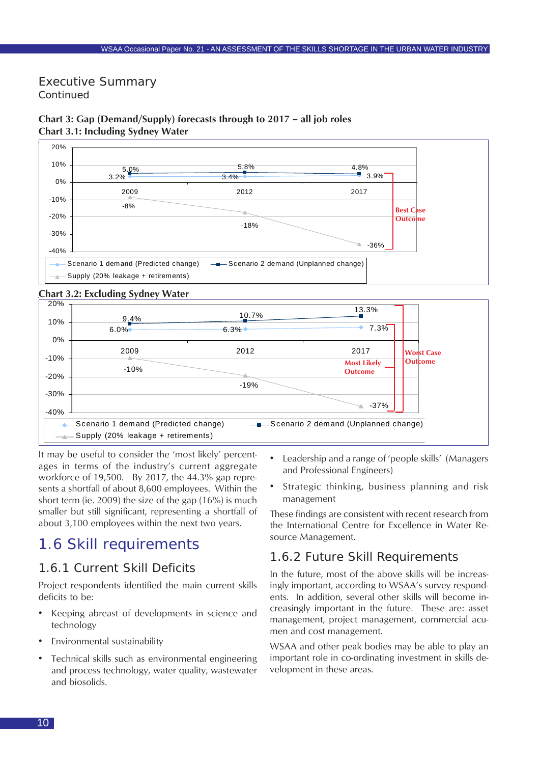## Executive Summary

Continued

**Chart 3: Gap (Demand/Supply) forecasts through to 2017 – all job roles**

**Chart 3.1: Including Sydney Water**

| | 2009 | 2012 | 2017 |
|---|---|---|---|
| Scenario 1 demand (Predicted change) | 3.2% | 3.4% | 3.9% |
| Scenario 2 demand (Unplanned change) | 5.0% | 5.8% | 4.8% |
| Supply (20% leakage + retirements) | -8% | -18% | -36% |

Best Case Outcome

**Chart 3.2: Excluding Sydney Water**

| | 2009 | 2012 | 2017 |
|---|---|---|---|
| Scenario 1 demand (Predicted change) | 6.0% | 6.3% | 7.3% |
| Scenario 2 demand (Unplanned change) | 9.4% | 10.7% | 13.3% |
| Supply (20% leakage + retirements) | -10% | -19% | -37% |

Most Likely Outcome

Worst Case Outcome

It may be useful to consider the 'most likely' percentages in terms of the industry's current aggregate workforce of 19,500. By 2017, the 44.3% gap represents a shortfall of about 8,600 employees. Within the short term (ie. 2009) the size of the gap (16%) is much smaller but still significant, representing a shortfall of about 3,100 employees within the next two years.

## 1.6 Skill requirements

### 1.6.1 Current Skill Deficits

Project respondents identified the main current skills deficits to be:

- Keeping abreast of developments in science and technology
- Environmental sustainability
- Technical skills such as environmental engineering and process technology, water quality, wastewater and biosolids.
- Leadership and a range of 'people skills' (Managers and Professional Engineers)
- Strategic thinking, business planning and risk management

These findings are consistent with recent research from the International Centre for Excellence in Water Resource Management.

### 1.6.2 Future Skill Requirements

In the future, most of the above skills will be increasingly important, according to WSAA's survey respondents. In addition, several other skills will become increasingly important in the future. These are: asset management, project management, commercial acumen and cost management.

WSAA and other peak bodies may be able to play an important role in co-ordinating investment in skills development in these areas.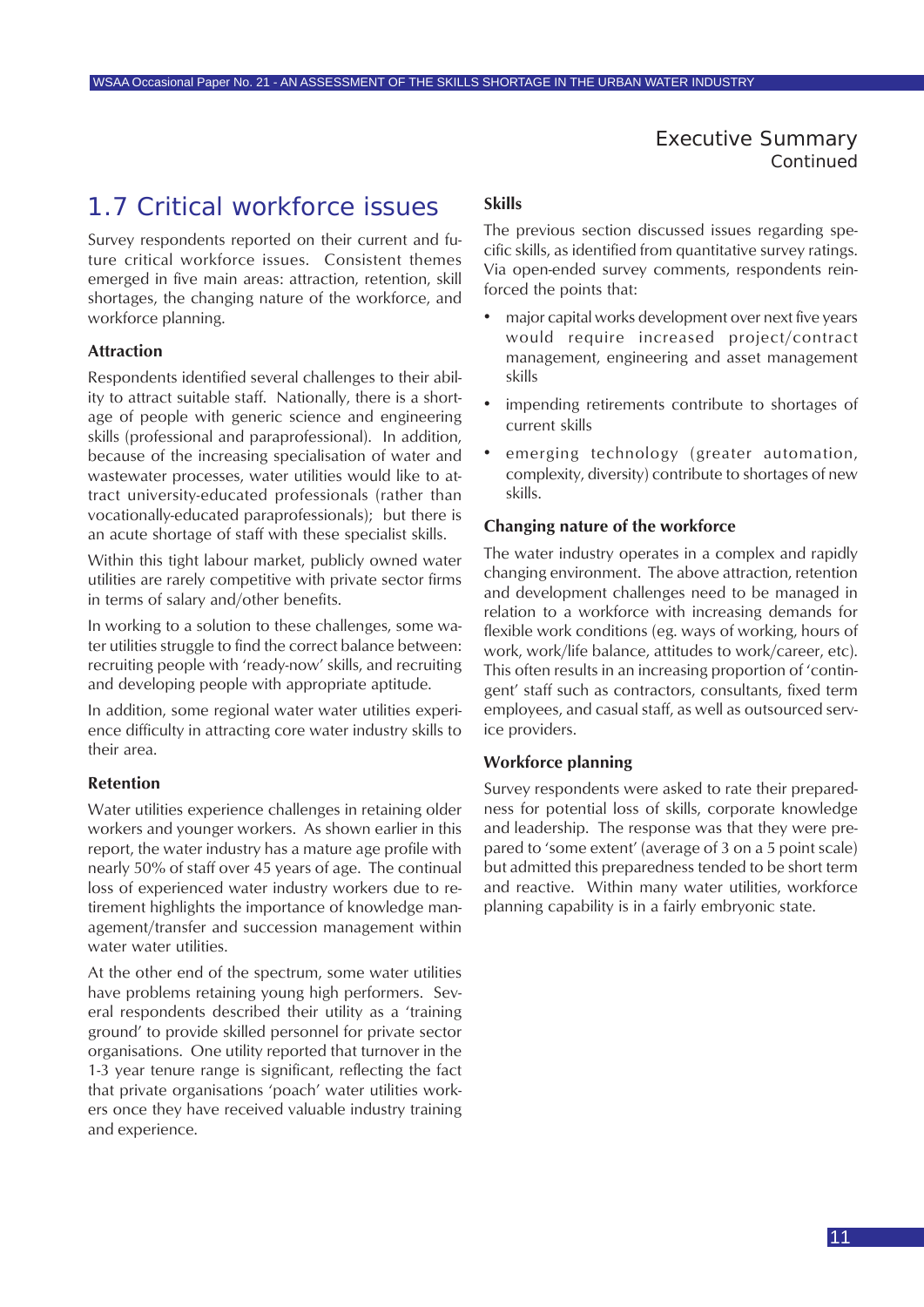## 1.7 Critical workforce issues

Survey respondents reported on their current and future critical workforce issues. Consistent themes emerged in five main areas: attraction, retention, skill shortages, the changing nature of the workforce, and workforce planning.

### Attraction

Respondents identified several challenges to their ability to attract suitable staff. Nationally, there is a shortage of people with generic science and engineering skills (professional and paraprofessional). In addition, because of the increasing specialisation of water and wastewater processes, water utilities would like to attract university-educated professionals (rather than vocationally-educated paraprofessionals); but there is an acute shortage of staff with these specialist skills.

Within this tight labour market, publicly owned water utilities are rarely competitive with private sector firms in terms of salary and/other benefits.

In working to a solution to these challenges, some water utilities struggle to find the correct balance between: recruiting people with 'ready-now' skills, and recruiting and developing people with appropriate aptitude.

In addition, some regional water water utilities experience difficulty in attracting core water industry skills to their area.

### Retention

Water utilities experience challenges in retaining older workers and younger workers. As shown earlier in this report, the water industry has a mature age profile with nearly 50% of staff over 45 years of age. The continual loss of experienced water industry workers due to retirement highlights the importance of knowledge management/transfer and succession management within water water utilities.

At the other end of the spectrum, some water utilities have problems retaining young high performers. Several respondents described their utility as a 'training ground' to provide skilled personnel for private sector organisations. One utility reported that turnover in the 1-3 year tenure range is significant, reflecting the fact that private organisations 'poach' water utilities workers once they have received valuable industry training and experience.

### Skills

The previous section discussed issues regarding specific skills, as identified from quantitative survey ratings. Via open-ended survey comments, respondents reinforced the points that:

- major capital works development over next five years would require increased project/contract management, engineering and asset management skills
- impending retirements contribute to shortages of current skills
- emerging technology (greater automation, complexity, diversity) contribute to shortages of new skills.

### Changing nature of the workforce

The water industry operates in a complex and rapidly changing environment. The above attraction, retention and development challenges need to be managed in relation to a workforce with increasing demands for flexible work conditions (eg. ways of working, hours of work, work/life balance, attitudes to work/career, etc). This often results in an increasing proportion of 'contingent' staff such as contractors, consultants, fixed term employees, and casual staff, as well as outsourced service providers.

### Workforce planning

Survey respondents were asked to rate their preparedness for potential loss of skills, corporate knowledge and leadership. The response was that they were prepared to 'some extent' (average of 3 on a 5 point scale) but admitted this preparedness tended to be short term and reactive. Within many water utilities, workforce planning capability is in a fairly embryonic state.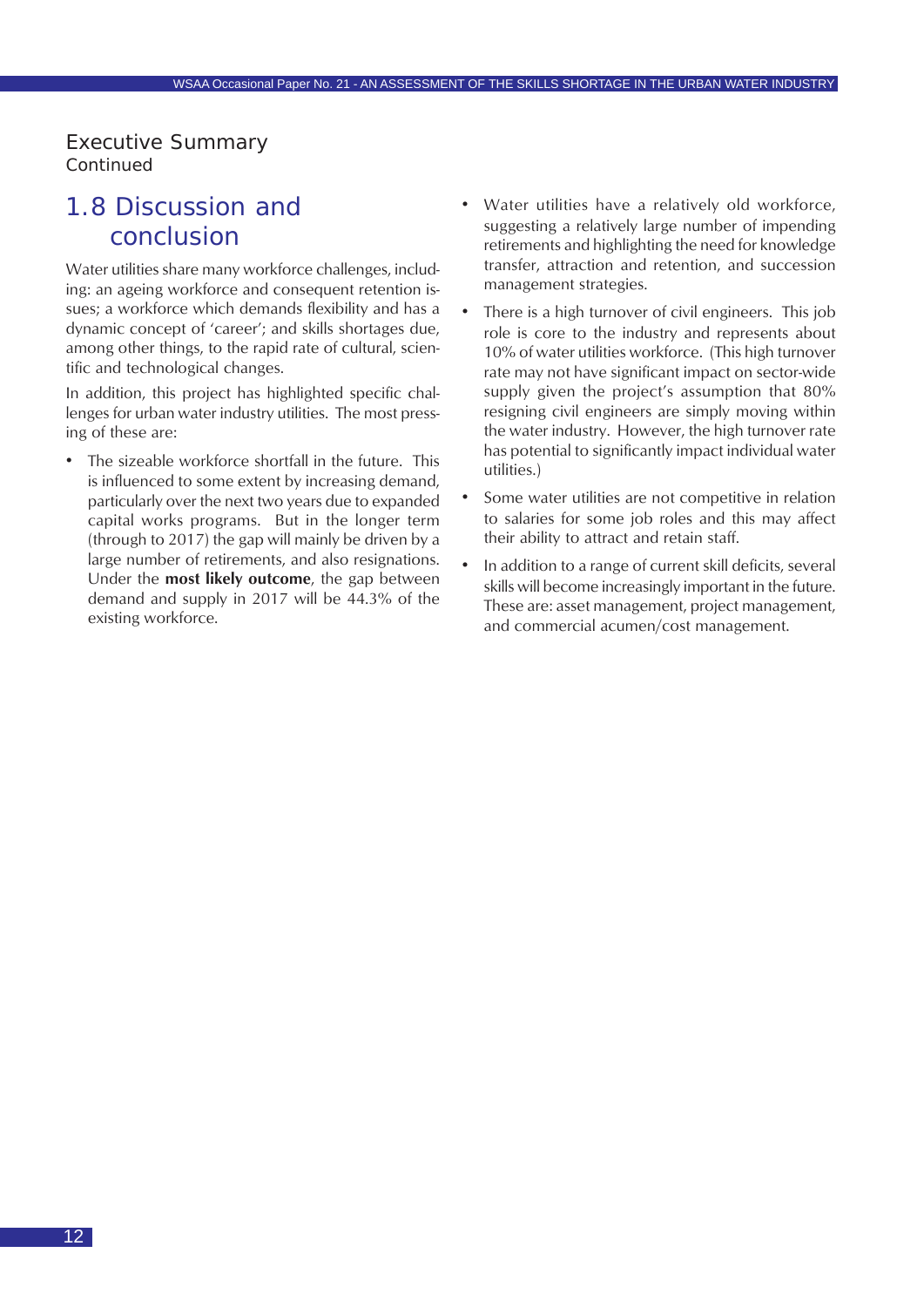## Executive Summary

Continued

## 1.8 Discussion and conclusion

Water utilities share many workforce challenges, including: an ageing workforce and consequent retention issues; a workforce which demands flexibility and has a dynamic concept of 'career'; and skills shortages due, among other things, to the rapid rate of cultural, scientific and technological changes.

In addition, this project has highlighted specific challenges for urban water industry utilities. The most pressing of these are:

- The sizeable workforce shortfall in the future. This is influenced to some extent by increasing demand, particularly over the next two years due to expanded capital works programs. But in the longer term (through to 2017) the gap will mainly be driven by a large number of retirements, and also resignations. Under the **most likely outcome**, the gap between demand and supply in 2017 will be 44.3% of the existing workforce.
- Water utilities have a relatively old workforce, suggesting a relatively large number of impending retirements and highlighting the need for knowledge transfer, attraction and retention, and succession management strategies.
- There is a high turnover of civil engineers. This job role is core to the industry and represents about 10% of water utilities workforce. (This high turnover rate may not have significant impact on sector-wide supply given the project's assumption that 80% resigning civil engineers are simply moving within the water industry. However, the high turnover rate has potential to significantly impact individual water utilities.)
- Some water utilities are not competitive in relation to salaries for some job roles and this may affect their ability to attract and retain staff.
- In addition to a range of current skill deficits, several skills will become increasingly important in the future. These are: asset management, project management, and commercial acumen/cost management.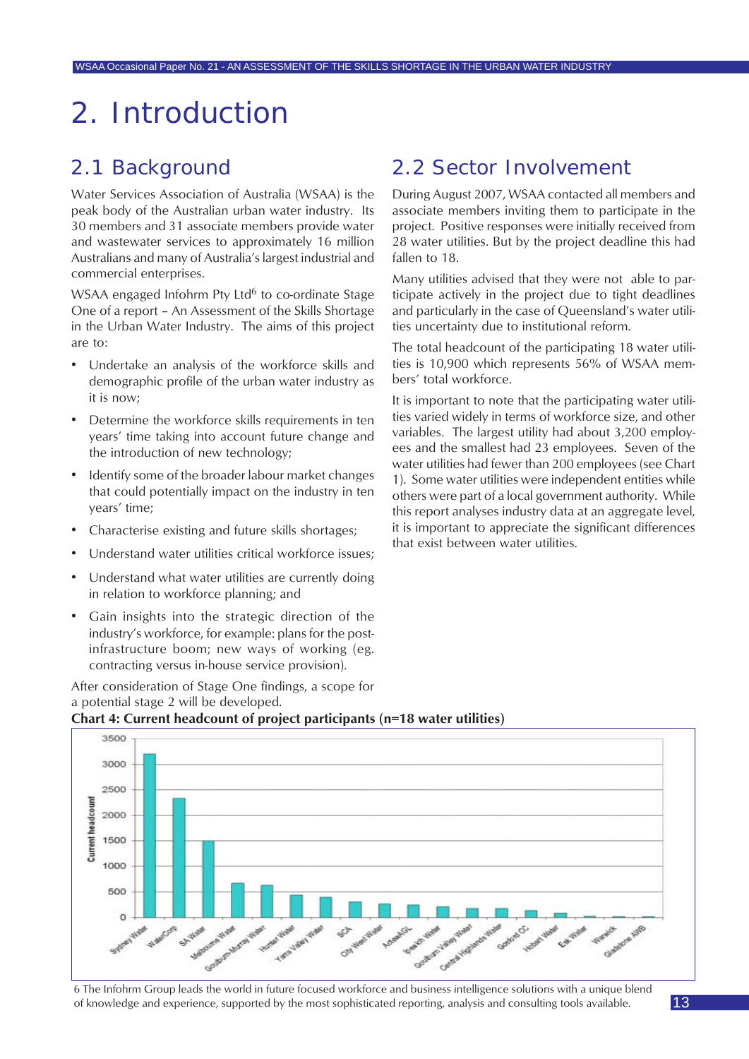# 2. Introduction

## 2.1 Background

Water Services Association of Australia (WSAA) is the peak body of the Australian urban water industry. Its 30 members and 31 associate members provide water and wastewater services to approximately 16 million Australians and many of Australia's largest industrial and commercial enterprises.

WSAA engaged Infohrm Pty Ltd[6] to co-ordinate Stage One of a report – An Assessment of the Skills Shortage in the Urban Water Industry. The aims of this project are to:

- Undertake an analysis of the workforce skills and demographic profile of the urban water industry as it is now;
- Determine the workforce skills requirements in ten years' time taking into account future change and the introduction of new technology;
- Identify some of the broader labour market changes that could potentially impact on the industry in ten years' time;
- Characterise existing and future skills shortages;
- Understand water utilities critical workforce issues;
- Understand what water utilities are currently doing in relation to workforce planning; and
- Gain insights into the strategic direction of the industry's workforce, for example: plans for the post-infrastructure boom; new ways of working (eg. contracting versus in-house service provision).

After consideration of Stage One findings, a scope for a potential stage 2 will be developed.

## 2.2 Sector Involvement

During August 2007, WSAA contacted all members and associate members inviting them to participate in the project. Positive responses were initially received from 28 water utilities. But by the project deadline this had fallen to 18.

Many utilities advised that they were not able to participate actively in the project due to tight deadlines and particularly in the case of Queensland's water utilities uncertainty due to institutional reform.

The total headcount of the participating 18 water utilities is 10,900 which represents 56% of WSAA members' total workforce.

It is important to note that the participating water utilities varied widely in terms of workforce size, and other variables. The largest utility had about 3,200 employees and the smallest had 23 employees. Seven of the water utilities had fewer than 200 employees (see Chart 1). Some water utilities were independent entities while others were part of a local government authority. While this report analyses industry data at an aggregate level, it is important to appreciate the significant differences that exist between water utilities.

**Chart 4: Current headcount of project participants (n=18 water utilities)**

6 The Infohrm Group leads the world in future focused workforce and business intelligence solutions with a unique blend of knowledge and experience, supported by the most sophisticated reporting, analysis and consulting tools available.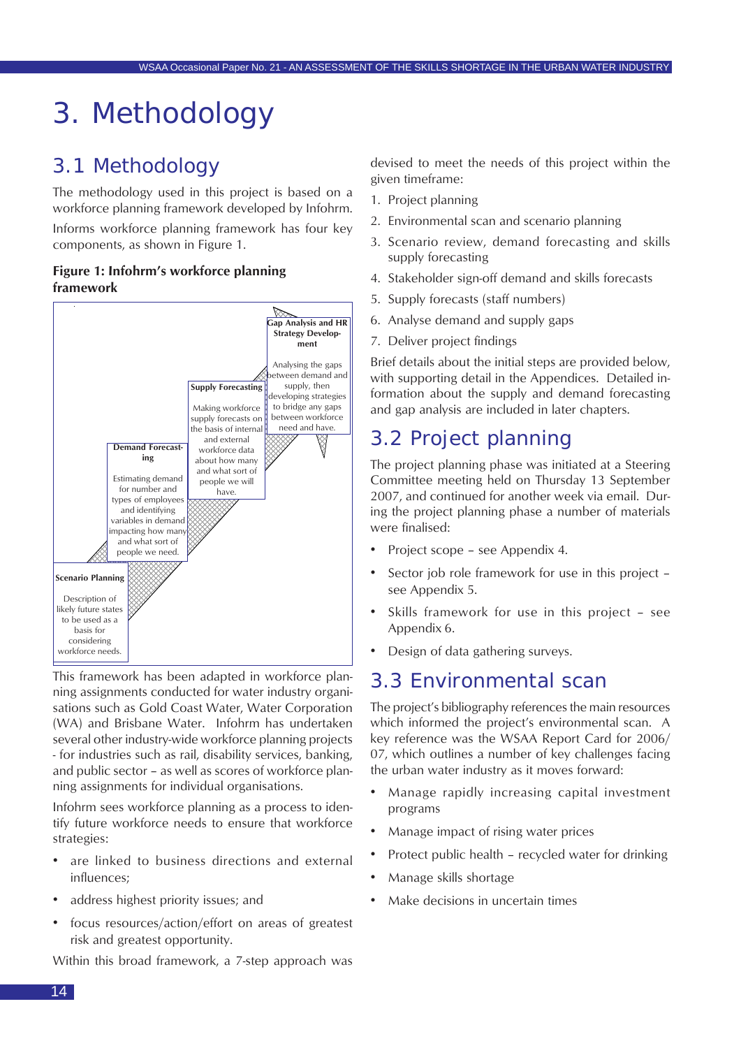# 3. Methodology

## 3.1 Methodology

The methodology used in this project is based on a workforce planning framework developed by Infohrm.

Informs workforce planning framework has four key components, as shown in Figure 1.

**Figure 1: Infohrm's workforce planning framework**

**Scenario Planning**

Description of likely future states to be used as a basis for considering workforce needs.

**Demand Forecasting**

Estimating demand for number and types of employees and identifying variables in demand impacting how many and what sort of people we need.

**Supply Forecasting**

Making workforce supply forecasts on the basis of internal and external workforce data about how many and what sort of people we will have.

**Gap Analysis and HR Strategy Development**

Analysing the gaps between demand and supply, then developing strategies to bridge any gaps between workforce need and have.

This framework has been adapted in workforce planning assignments conducted for water industry organisations such as Gold Coast Water, Water Corporation (WA) and Brisbane Water. Infohrm has undertaken several other industry-wide workforce planning projects - for industries such as rail, disability services, banking, and public sector – as well as scores of workforce planning assignments for individual organisations.

Infohrm sees workforce planning as a process to identify future workforce needs to ensure that workforce strategies:

- are linked to business directions and external influences;
- address highest priority issues; and
- focus resources/action/effort on areas of greatest risk and greatest opportunity.

Within this broad framework, a 7-step approach was devised to meet the needs of this project within the given timeframe:

1. Project planning
2. Environmental scan and scenario planning
3. Scenario review, demand forecasting and skills supply forecasting
4. Stakeholder sign-off demand and skills forecasts
5. Supply forecasts (staff numbers)
6. Analyse demand and supply gaps
7. Deliver project findings

Brief details about the initial steps are provided below, with supporting detail in the Appendices. Detailed information about the supply and demand forecasting and gap analysis are included in later chapters.

## 3.2 Project planning

The project planning phase was initiated at a Steering Committee meeting held on Thursday 13 September 2007, and continued for another week via email. During the project planning phase a number of materials were finalised:

- Project scope – see Appendix 4.
- Sector job role framework for use in this project – see Appendix 5.
- Skills framework for use in this project – see Appendix 6.
- Design of data gathering surveys.

## 3.3 Environmental scan

The project's bibliography references the main resources which informed the project's environmental scan. A key reference was the WSAA Report Card for 2006/07, which outlines a number of key challenges facing the urban water industry as it moves forward:

- Manage rapidly increasing capital investment programs
- Manage impact of rising water prices
- Protect public health – recycled water for drinking
- Manage skills shortage
- Make decisions in uncertain times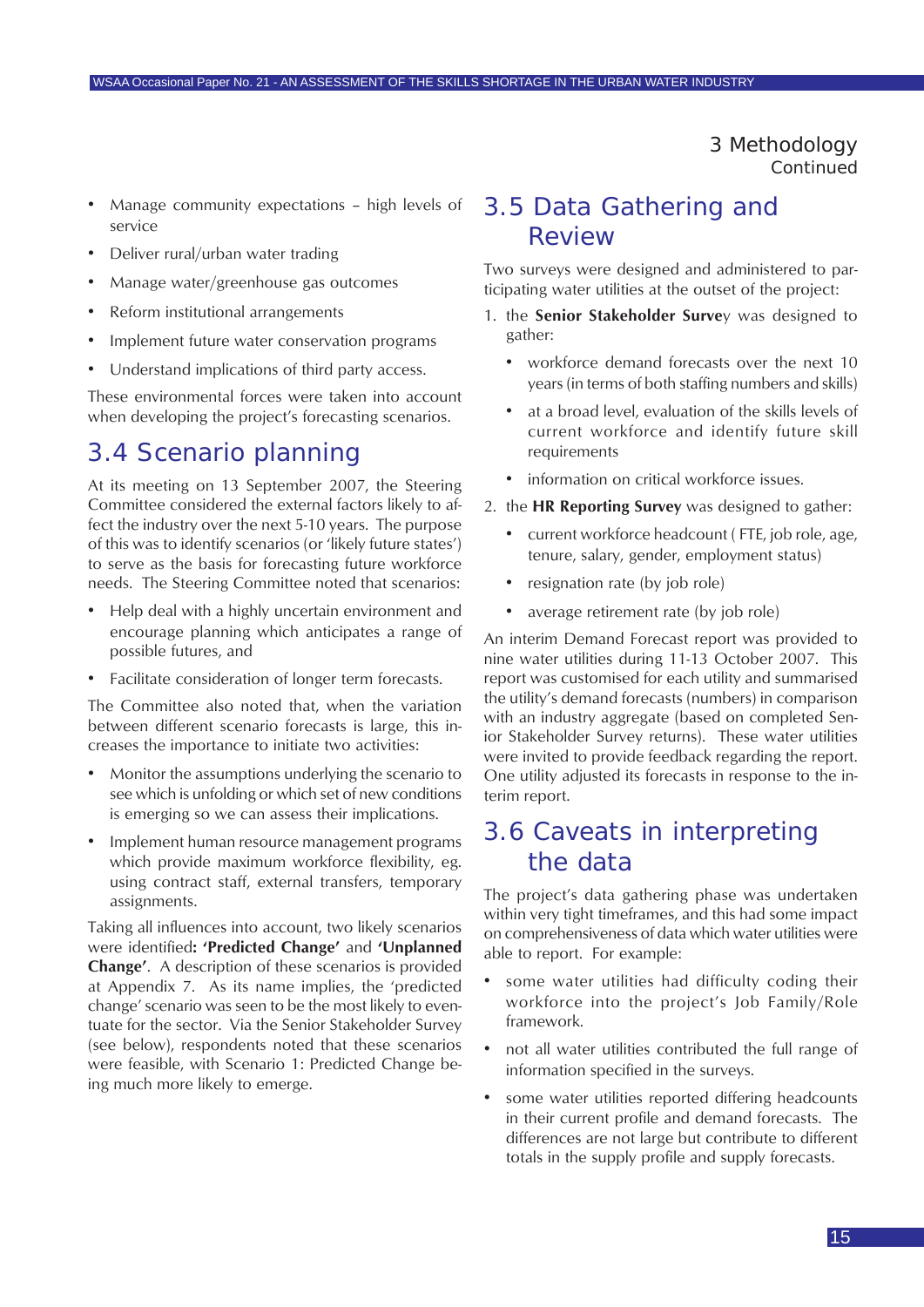- Manage community expectations – high levels of service
- Deliver rural/urban water trading
- Manage water/greenhouse gas outcomes
- Reform institutional arrangements
- Implement future water conservation programs
- Understand implications of third party access.

These environmental forces were taken into account when developing the project's forecasting scenarios.

## 3.4 Scenario planning

At its meeting on 13 September 2007, the Steering Committee considered the external factors likely to affect the industry over the next 5-10 years. The purpose of this was to identify scenarios (or 'likely future states') to serve as the basis for forecasting future workforce needs. The Steering Committee noted that scenarios:

- Help deal with a highly uncertain environment and encourage planning which anticipates a range of possible futures, and
- Facilitate consideration of longer term forecasts.

The Committee also noted that, when the variation between different scenario forecasts is large, this increases the importance to initiate two activities:

- Monitor the assumptions underlying the scenario to see which is unfolding or which set of new conditions is emerging so we can assess their implications.
- Implement human resource management programs which provide maximum workforce flexibility, eg. using contract staff, external transfers, temporary assignments.

Taking all influences into account, two likely scenarios were identified**: 'Predicted Change'** and **'Unplanned Change'**. A description of these scenarios is provided at Appendix 7. As its name implies, the 'predicted change' scenario was seen to be the most likely to eventuate for the sector. Via the Senior Stakeholder Survey (see below), respondents noted that these scenarios were feasible, with Scenario 1: Predicted Change being much more likely to emerge.

## 3.5 Data Gathering and Review

Two surveys were designed and administered to participating water utilities at the outset of the project:

1. the **Senior Stakeholder Surve**y was designed to gather:
   - workforce demand forecasts over the next 10 years (in terms of both staffing numbers and skills)
   - at a broad level, evaluation of the skills levels of current workforce and identify future skill requirements
   - information on critical workforce issues.
2. the **HR Reporting Survey** was designed to gather:
   - current workforce headcount ( FTE, job role, age, tenure, salary, gender, employment status)
   - resignation rate (by job role)
   - average retirement rate (by job role)

An interim Demand Forecast report was provided to nine water utilities during 11-13 October 2007. This report was customised for each utility and summarised the utility's demand forecasts (numbers) in comparison with an industry aggregate (based on completed Senior Stakeholder Survey returns). These water utilities were invited to provide feedback regarding the report. One utility adjusted its forecasts in response to the interim report.

## 3.6 Caveats in interpreting the data

The project's data gathering phase was undertaken within very tight timeframes, and this had some impact on comprehensiveness of data which water utilities were able to report. For example:

- some water utilities had difficulty coding their workforce into the project's Job Family/Role framework.
- not all water utilities contributed the full range of information specified in the surveys.
- some water utilities reported differing headcounts in their current profile and demand forecasts. The differences are not large but contribute to different totals in the supply profile and supply forecasts.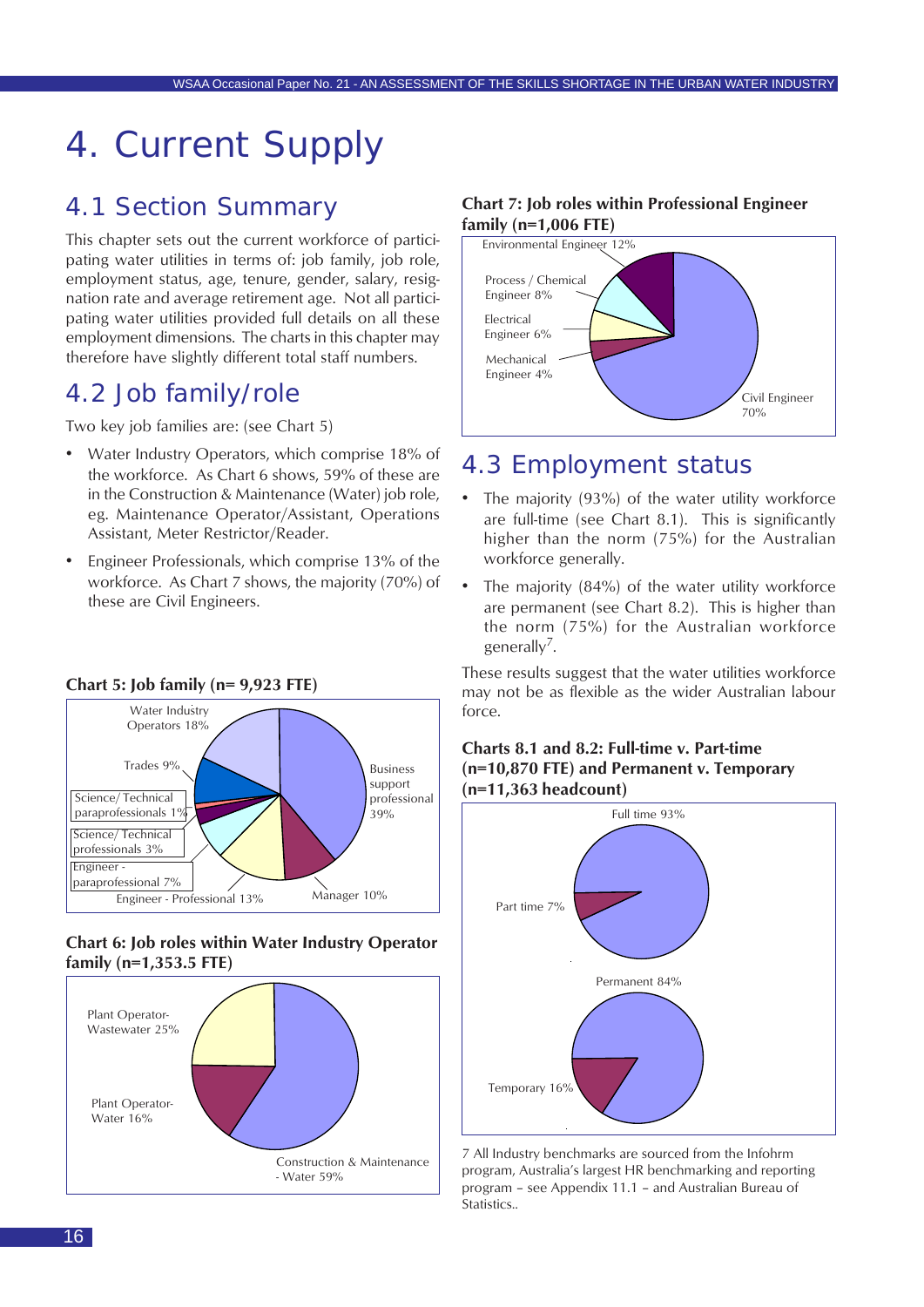// Charts have no detected images; chart titles are kept as text and the wedge labels are omitted.
# 4. Current Supply

## 4.1 Section Summary

This chapter sets out the current workforce of participating water utilities in terms of: job family, job role, employment status, age, tenure, gender, salary, resignation rate and average retirement age. Not all participating water utilities provided full details on all these employment dimensions. The charts in this chapter may therefore have slightly different total staff numbers.

## 4.2 Job family/role

Two key job families are: (see Chart 5)

- Water Industry Operators, which comprise 18% of the workforce. As Chart 6 shows, 59% of these are in the Construction & Maintenance (Water) job role, eg. Maintenance Operator/Assistant, Operations Assistant, Meter Restrictor/Reader.
- Engineer Professionals, which comprise 13% of the workforce. As Chart 7 shows, the majority (70%) of these are Civil Engineers.

**Chart 5: Job family (n= 9,923 FTE)**

**Chart 6: Job roles within Water Industry Operator family (n=1,353.5 FTE)**

**Chart 7: Job roles within Professional Engineer family (n=1,006 FTE)**

## 4.3 Employment status

- The majority (93%) of the water utility workforce are full-time (see Chart 8.1). This is significantly higher than the norm (75%) for the Australian workforce generally.
- The majority (84%) of the water utility workforce are permanent (see Chart 8.2). This is higher than the norm (75%) for the Australian workforce generally[7].

These results suggest that the water utilities workforce may not be as flexible as the wider Australian labour force.

**Charts 8.1 and 8.2: Full-time v. Part-time (n=10,870 FTE) and Permanent v. Temporary (n=11,363 headcount)**

7 All Industry benchmarks are sourced from the Infohrm program, Australia's largest HR benchmarking and reporting program – see Appendix 11.1 – and Australian Bureau of Statistics..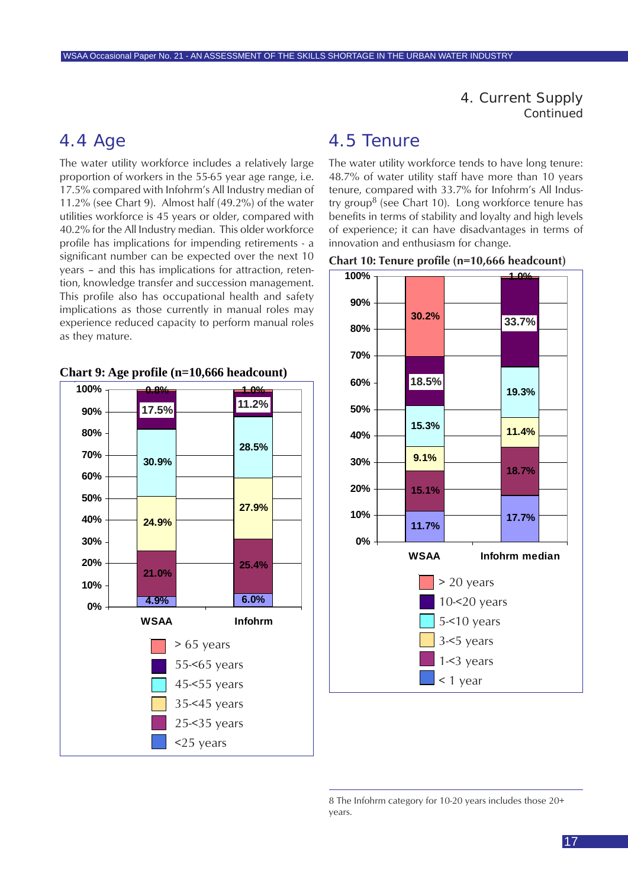# 4. Current Supply
Continued

## 4.4 Age

The water utility workforce includes a relatively large proportion of workers in the 55-65 year age range, i.e. 17.5% compared with Infohrm's All Industry median of 11.2% (see Chart 9). Almost half (49.2%) of the water utilities workforce is 45 years or older, compared with 40.2% for the All Industry median. This older workforce profile has implications for impending retirements - a significant number can be expected over the next 10 years – and this has implications for attraction, retention, knowledge transfer and succession management. This profile also has occupational health and safety implications as those currently in manual roles may experience reduced capacity to perform manual roles as they mature.

**Chart 9: Age profile (n=10,666 headcount)**

| Age | WSAA | Infohrm |
|---|---|---|
| > 65 years | 0.8% | 1.0% |
| 55-<65 years | 17.5% | 11.2% |
| 45-<55 years | 30.9% | 28.5% |
| 35-<45 years | 24.9% | 27.9% |
| 25-<35 years | 21.0% | 25.4% |
| <25 years | 4.9% | 6.0% |

## 4.5 Tenure

The water utility workforce tends to have long tenure: 48.7% of water utility staff have more than 10 years tenure, compared with 33.7% for Infohrm's All Industry group[8] (see Chart 10). Long workforce tenure has benefits in terms of stability and loyalty and high levels of experience; it can have disadvantages in terms of innovation and enthusiasm for change.

**Chart 10: Tenure profile (n=10,666 headcount)**

| Tenure | WSAA | Infohrm median |
|---|---|---|
| > 20 years | 30.2% | 1.0% |
| 10-<20 years | 18.5% | 33.7% |
| 5-<10 years | 15.3% | 19.3% |
| 3-<5 years | 9.1% | 11.4% |
| 1-<3 years | 15.1% | 18.7% |
| < 1 year | 11.7% | 17.7% |

8 The Infohrm category for 10-20 years includes those 20+ years.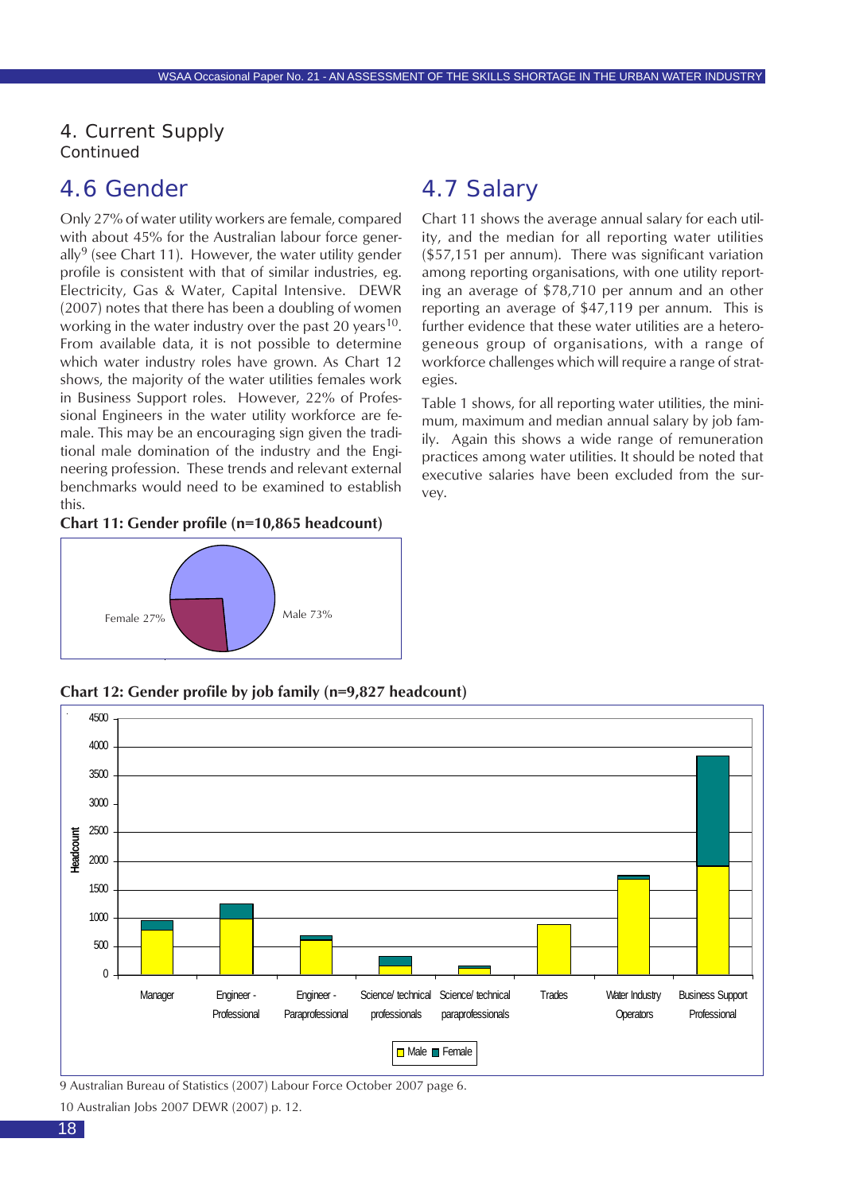## 4. Current Supply
Continued

## 4.6 Gender

Only 27% of water utility workers are female, compared with about 45% for the Australian labour force generally[9] (see Chart 11). However, the water utility gender profile is consistent with that of similar industries, eg. Electricity, Gas & Water, Capital Intensive. DEWR (2007) notes that there has been a doubling of women working in the water industry over the past 20 years[10]. From available data, it is not possible to determine which water industry roles have grown. As Chart 12 shows, the majority of the water utilities females work in Business Support roles. However, 22% of Professional Engineers in the water utility workforce are female. This may be an encouraging sign given the traditional male domination of the industry and the Engineering profession. These trends and relevant external benchmarks would need to be examined to establish this.

**Chart 11: Gender profile (n=10,865 headcount)**

Female 27%

Male 73%

## 4.7 Salary

Chart 11 shows the average annual salary for each utility, and the median for all reporting water utilities ($57,151 per annum). There was significant variation among reporting organisations, with one utility reporting an average of $78,710 per annum and an other reporting an average of $47,119 per annum. This is further evidence that these water utilities are a heterogeneous group of organisations, with a range of workforce challenges which will require a range of strategies.

Table 1 shows, for all reporting water utilities, the minimum, maximum and median annual salary by job family. Again this shows a wide range of remuneration practices among water utilities. It should be noted that executive salaries have been excluded from the survey.

**Chart 12: Gender profile by job family (n=9,827 headcount)**

Headcount

Manager | Engineer - Professional | Engineer - Paraprofessional | Science/ technical professionals | Science/ technical paraprofessionals | Trades | Water Industry Operators | Business Support Professional

Male | Female

9 Australian Bureau of Statistics (2007) Labour Force October 2007 page 6.

10 Australian Jobs 2007 DEWR (2007) p. 12.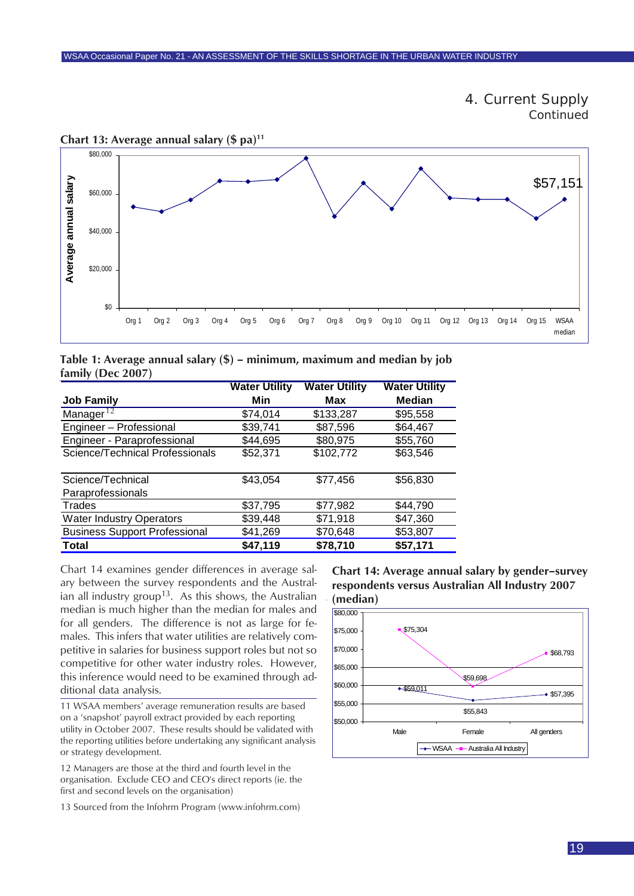## 4. Current Supply
Continued

**Chart 13: Average annual salary ($ pa)**[11]

**Table 1: Average annual salary ($) – minimum, maximum and median by job family (Dec 2007)**

| Job Family | Water Utility Min | Water Utility Max | Water Utility Median |
|---|---|---|---|
| Manager[12] | $74,014 | $133,287 | $95,558 |
| Engineer – Professional | $39,741 | $87,596 | $64,467 |
| Engineer - Paraprofessional | $44,695 | $80,975 | $55,760 |
| Science/Technical Professionals | $52,371 | $102,772 | $63,546 |
| Science/Technical Paraprofessionals | $43,054 | $77,456 | $56,830 |
| Trades | $37,795 | $77,982 | $44,790 |
| Water Industry Operators | $39,448 | $71,918 | $47,360 |
| Business Support Professional | $41,269 | $70,648 | $53,807 |
| **Total** | **$47,119** | **$78,710** | **$57,171** |

Chart 14 examines gender differences in average salary between the survey respondents and the Australian all industry group[13]. As this shows, the Australian median is much higher than the median for males and for all genders. The difference is not as large for females. This infers that water utilities are relatively competitive in salaries for business support roles but not so competitive for other water industry roles. However, this inference would need to be examined through additional data analysis.

**Chart 14: Average annual salary by gender–survey respondents versus Australian All Industry 2007 (median)**

11 WSAA members' average remuneration results are based on a 'snapshot' payroll extract provided by each reporting utility in October 2007. These results should be validated with the reporting utilities before undertaking any significant analysis or strategy development.

12 Managers are those at the third and fourth level in the organisation. Exclude CEO and CEO's direct reports (ie. the first and second levels on the organisation)

13 Sourced from the Infohrm Program (www.infohrm.com)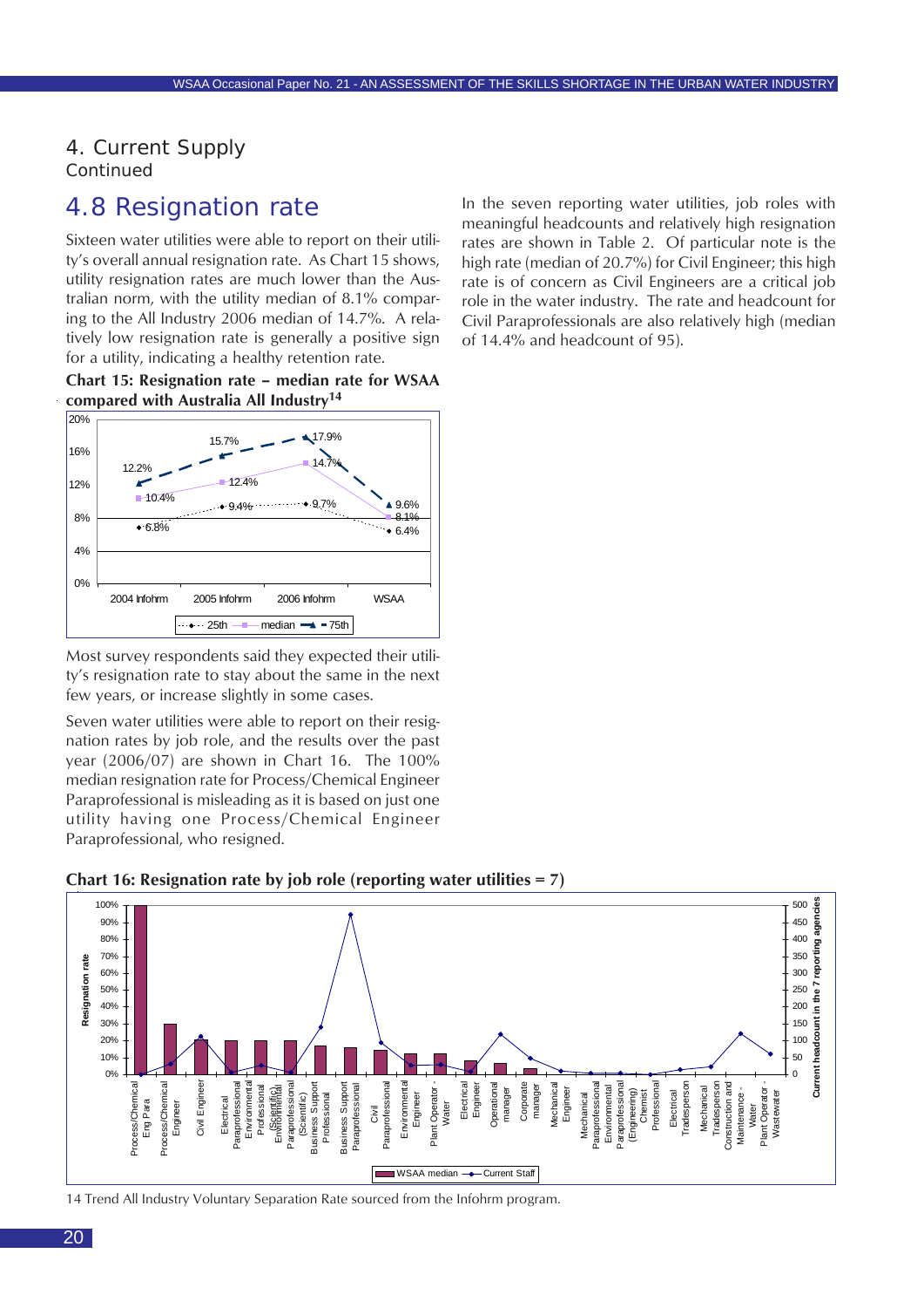## 4. Current Supply
Continued

## 4.8 Resignation rate

Sixteen water utilities were able to report on their utility's overall annual resignation rate. As Chart 15 shows, utility resignation rates are much lower than the Australian norm, with the utility median of 8.1% comparing to the All Industry 2006 median of 14.7%. A relatively low resignation rate is generally a positive sign for a utility, indicating a healthy retention rate.

**Chart 15: Resignation rate – median rate for WSAA compared with Australia All Industry[14]**

| | 2004 Infohrm | 2005 Infohrm | 2006 Infohrm | WSAA |
|---|---|---|---|---|
| 25th | 6.8% | 9.4% | 9.7% | 6.4% |
| median | 10.4% | 12.4% | 14.7% | 8.1% |
| 75th | 12.2% | 15.7% | 17.9% | 9.6% |

Most survey respondents said they expected their utility's resignation rate to stay about the same in the next few years, or increase slightly in some cases.

Seven water utilities were able to report on their resignation rates by job role, and the results over the past year (2006/07) are shown in Chart 16. The 100% median resignation rate for Process/Chemical Engineer Paraprofessional is misleading as it is based on just one utility having one Process/Chemical Engineer Paraprofessional, who resigned.

In the seven reporting water utilities, job roles with meaningful headcounts and relatively high resignation rates are shown in Table 2. Of particular note is the high rate (median of 20.7%) for Civil Engineer; this high rate is of concern as Civil Engineers are a critical job role in the water industry. The rate and headcount for Civil Paraprofessionals are also relatively high (median of 14.4% and headcount of 95).

**Chart 16: Resignation rate by job role (reporting water utilities = 7)**

Job roles shown (left axis: Resignation rate, WSAA median; right axis: Current headcount in the 7 reporting agencies, Current Staff): Process/Chemical Eng Para; Process/Chemical Engineer; Civil Engineer; Electrical Paraprofessional; Environmental Professional (Scientific); Environmental Paraprofessional (Scientific); Business Support Professional; Business Support Paraprofessional; Civil Paraprofessional; Environmental Engineer; Plant Operator - Water; Electrical Engineer; Operational manager; Corporate manager; Mechanical Engineer; Mechanical Paraprofessional; Environmental Paraprofessional (Engineering); Chemist Professional; Electrical Tradesperson; Mechanical Tradesperson; Construction and Maintenance - Water; Plant Operator - Wastewater

Legend: WSAA median; Current Staff

14 Trend All Industry Voluntary Separation Rate sourced from the Infohrm program.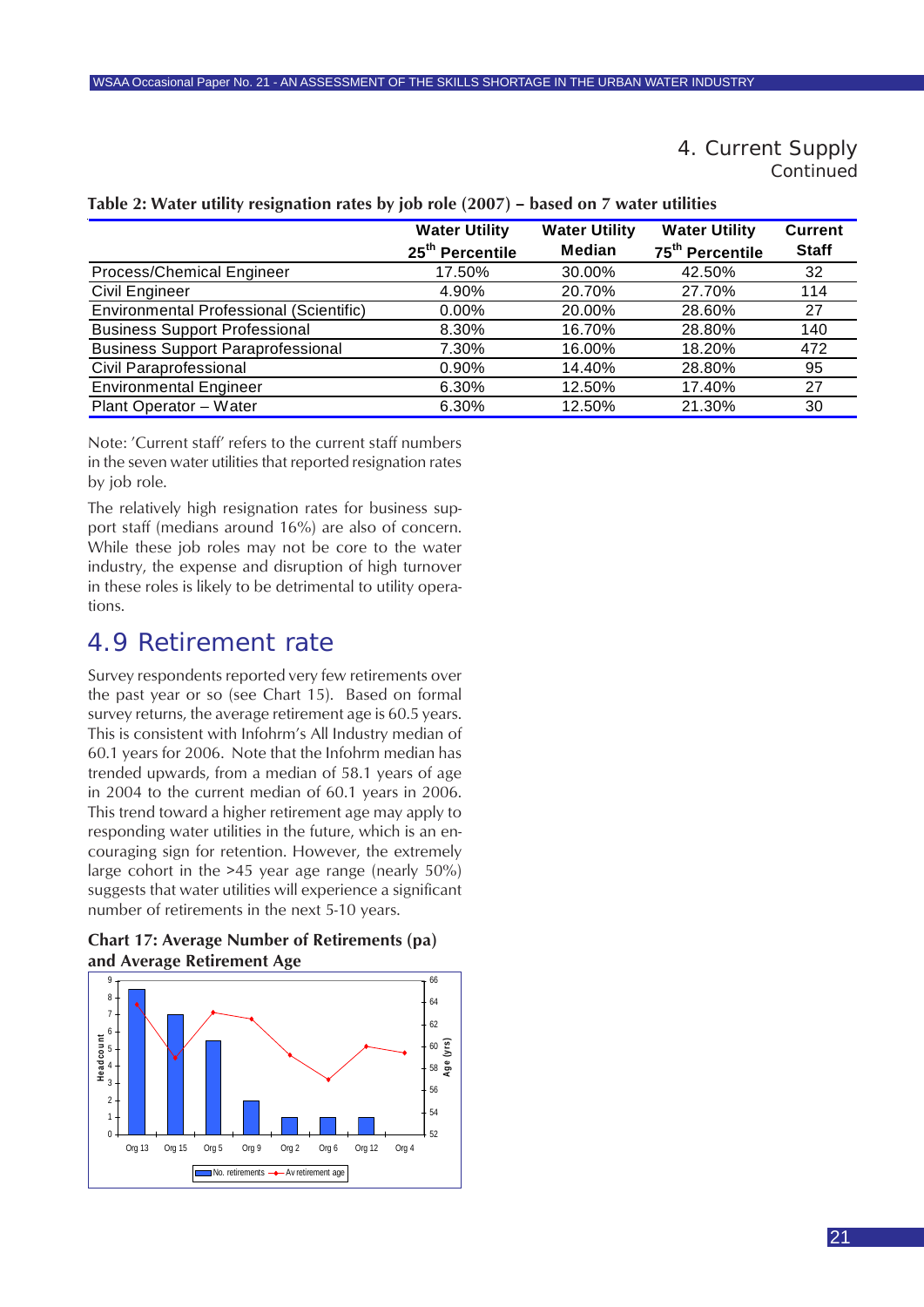## 4. Current Supply

Continued

**Table 2: Water utility resignation rates by job role (2007) – based on 7 water utilities**

| | Water Utility 25th Percentile | Water Utility Median | Water Utility 75th Percentile | Current Staff |
|---|---|---|---|---|
| Process/Chemical Engineer | 17.50% | 30.00% | 42.50% | 32 |
| Civil Engineer | 4.90% | 20.70% | 27.70% | 114 |
| Environmental Professional (Scientific) | 0.00% | 20.00% | 28.60% | 27 |
| Business Support Professional | 8.30% | 16.70% | 28.80% | 140 |
| Business Support Paraprofessional | 7.30% | 16.00% | 18.20% | 472 |
| Civil Paraprofessional | 0.90% | 14.40% | 28.80% | 95 |
| Environmental Engineer | 6.30% | 12.50% | 17.40% | 27 |
| Plant Operator – Water | 6.30% | 12.50% | 21.30% | 30 |

Note: 'Current staff' refers to the current staff numbers in the seven water utilities that reported resignation rates by job role.

The relatively high resignation rates for business support staff (medians around 16%) are also of concern. While these job roles may not be core to the water industry, the expense and disruption of high turnover in these roles is likely to be detrimental to utility operations.

## 4.9 Retirement rate

Survey respondents reported very few retirements over the past year or so (see Chart 15). Based on formal survey returns, the average retirement age is 60.5 years. This is consistent with Infohrm's All Industry median of 60.1 years for 2006. Note that the Infohrm median has trended upwards, from a median of 58.1 years of age in 2004 to the current median of 60.1 years in 2006. This trend toward a higher retirement age may apply to responding water utilities in the future, which is an encouraging sign for retention. However, the extremely large cohort in the >45 year age range (nearly 50%) suggests that water utilities will experience a significant number of retirements in the next 5-10 years.

**Chart 17: Average Number of Retirements (pa) and Average Retirement Age**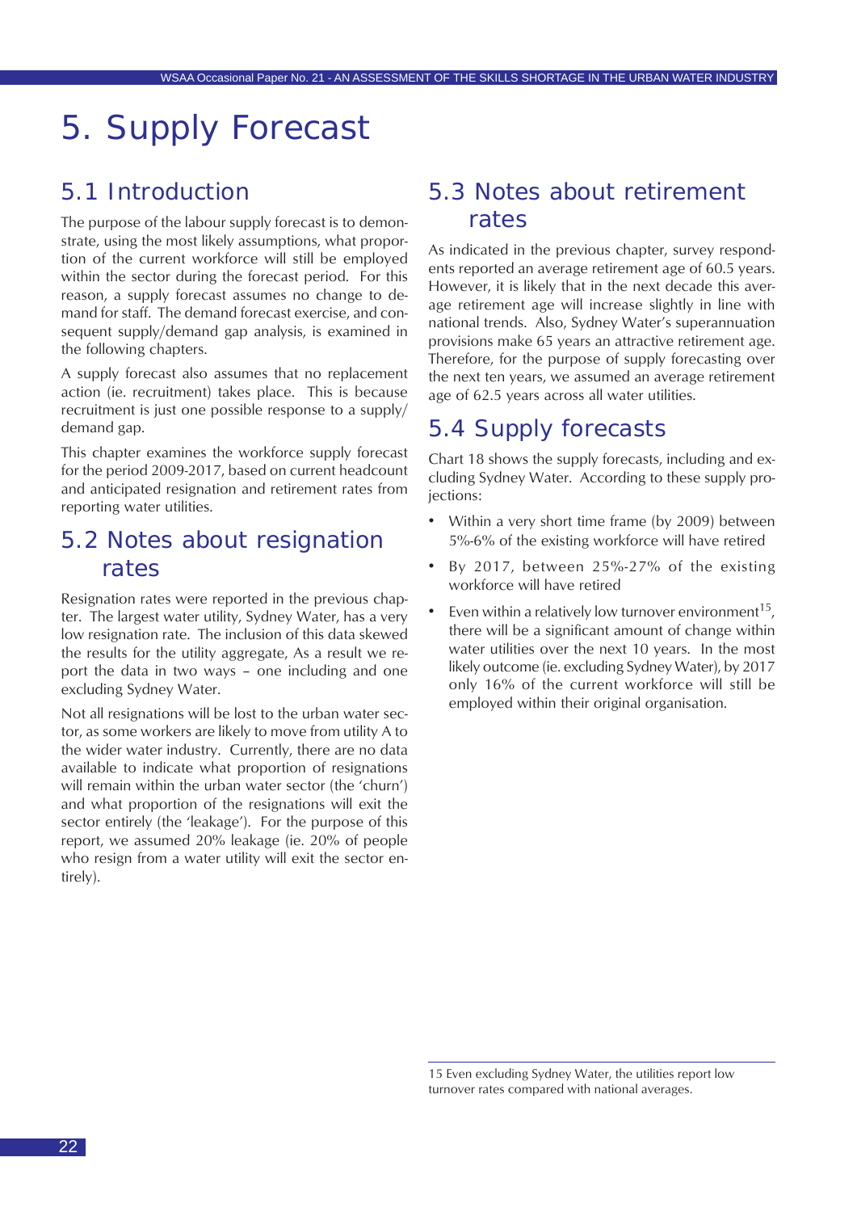# 5. Supply Forecast

## 5.1 Introduction

The purpose of the labour supply forecast is to demonstrate, using the most likely assumptions, what proportion of the current workforce will still be employed within the sector during the forecast period. For this reason, a supply forecast assumes no change to demand for staff. The demand forecast exercise, and consequent supply/demand gap analysis, is examined in the following chapters.

A supply forecast also assumes that no replacement action (ie. recruitment) takes place. This is because recruitment is just one possible response to a supply/demand gap.

This chapter examines the workforce supply forecast for the period 2009-2017, based on current headcount and anticipated resignation and retirement rates from reporting water utilities.

## 5.2 Notes about resignation rates

Resignation rates were reported in the previous chapter. The largest water utility, Sydney Water, has a very low resignation rate. The inclusion of this data skewed the results for the utility aggregate, As a result we report the data in two ways – one including and one excluding Sydney Water.

Not all resignations will be lost to the urban water sector, as some workers are likely to move from utility A to the wider water industry. Currently, there are no data available to indicate what proportion of resignations will remain within the urban water sector (the 'churn') and what proportion of the resignations will exit the sector entirely (the 'leakage'). For the purpose of this report, we assumed 20% leakage (ie. 20% of people who resign from a water utility will exit the sector entirely).

## 5.3 Notes about retirement rates

As indicated in the previous chapter, survey respondents reported an average retirement age of 60.5 years. However, it is likely that in the next decade this average retirement age will increase slightly in line with national trends. Also, Sydney Water's superannuation provisions make 65 years an attractive retirement age. Therefore, for the purpose of supply forecasting over the next ten years, we assumed an average retirement age of 62.5 years across all water utilities.

## 5.4 Supply forecasts

Chart 18 shows the supply forecasts, including and excluding Sydney Water. According to these supply projections:

- Within a very short time frame (by 2009) between 5%-6% of the existing workforce will have retired
- By 2017, between 25%-27% of the existing workforce will have retired
- Even within a relatively low turnover environment[15], there will be a significant amount of change within water utilities over the next 10 years. In the most likely outcome (ie. excluding Sydney Water), by 2017 only 16% of the current workforce will still be employed within their original organisation.

15 Even excluding Sydney Water, the utilities report low turnover rates compared with national averages.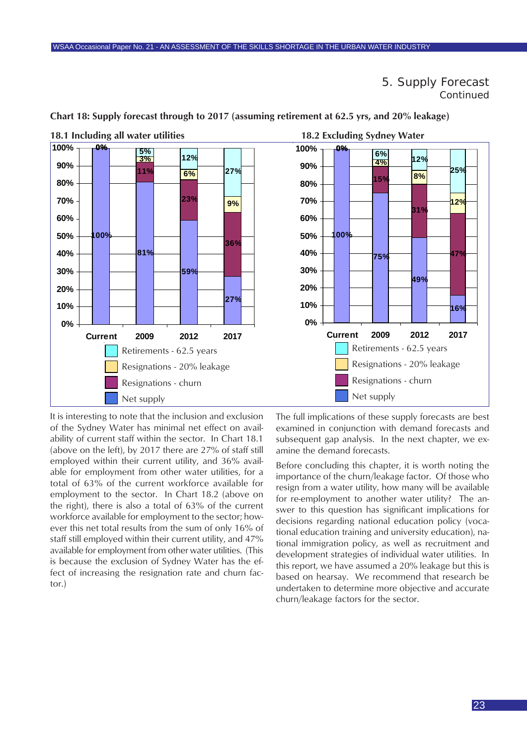# 5. Supply Forecast
Continued

**Chart 18: Supply forecast through to 2017 (assuming retirement at 62.5 yrs, and 20% leakage)**

**18.1 Including all water utilities**

| | Current | 2009 | 2012 | 2017 |
|---|---|---|---|---|
| Retirements - 62.5 years | 0% | 5% | 12% | 27% |
| Resignations - 20% leakage | | 3% | 6% | 9% |
| Resignations - churn | | 11% | 23% | 36% |
| Net supply | 100% | 81% | 59% | 27% |

**18.2 Excluding Sydney Water**

| | Current | 2009 | 2012 | 2017 |
|---|---|---|---|---|
| Retirements - 62.5 years | 0% | 6% | 12% | 25% |
| Resignations - 20% leakage | | 4% | 8% | 12% |
| Resignations - churn | | 15% | 31% | 47% |
| Net supply | 100% | 75% | 49% | 16% |

It is interesting to note that the inclusion and exclusion of the Sydney Water has minimal net effect on availability of current staff within the sector. In Chart 18.1 (above on the left), by 2017 there are 27% of staff still employed within their current utility, and 36% available for employment from other water utilities, for a total of 63% of the current workforce available for employment to the sector. In Chart 18.2 (above on the right), there is also a total of 63% of the current workforce available for employment to the sector; however this net total results from the sum of only 16% of staff still employed within their current utility, and 47% available for employment from other water utilities. (This is because the exclusion of Sydney Water has the effect of increasing the resignation rate and churn factor.)

The full implications of these supply forecasts are best examined in conjunction with demand forecasts and subsequent gap analysis. In the next chapter, we examine the demand forecasts.

Before concluding this chapter, it is worth noting the importance of the churn/leakage factor. Of those who resign from a water utility, how many will be available for re-employment to another water utility? The answer to this question has significant implications for decisions regarding national education policy (vocational education training and university education), national immigration policy, as well as recruitment and development strategies of individual water utilities. In this report, we have assumed a 20% leakage but this is based on hearsay. We recommend that research be undertaken to determine more objective and accurate churn/leakage factors for the sector.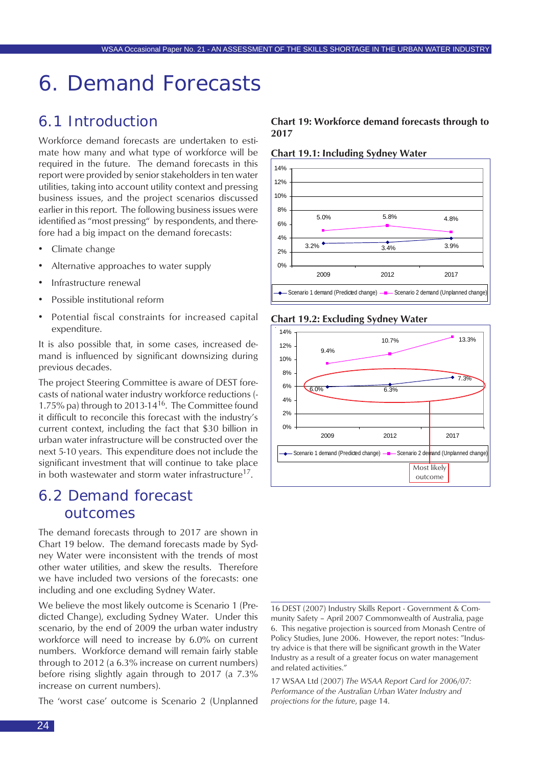# 6. Demand Forecasts

## 6.1 Introduction

Workforce demand forecasts are undertaken to estimate how many and what type of workforce will be required in the future. The demand forecasts in this report were provided by senior stakeholders in ten water utilities, taking into account utility context and pressing business issues, and the project scenarios discussed earlier in this report. The following business issues were identified as "most pressing" by respondents, and therefore had a big impact on the demand forecasts:

- Climate change
- Alternative approaches to water supply
- Infrastructure renewal
- Possible institutional reform
- Potential fiscal constraints for increased capital expenditure.

It is also possible that, in some cases, increased demand is influenced by significant downsizing during previous decades.

The project Steering Committee is aware of DEST forecasts of national water industry workforce reductions (-1.75% pa) through to 2013-14[16]. The Committee found it difficult to reconcile this forecast with the industry's current context, including the fact that $30 billion in urban water infrastructure will be constructed over the next 5-10 years. This expenditure does not include the significant investment that will continue to take place in both wastewater and storm water infrastructure[17].

## 6.2 Demand forecast outcomes

The demand forecasts through to 2017 are shown in Chart 19 below. The demand forecasts made by Sydney Water were inconsistent with the trends of most other water utilities, and skew the results. Therefore we have included two versions of the forecasts: one including and one excluding Sydney Water.

We believe the most likely outcome is Scenario 1 (Predicted Change), excluding Sydney Water. Under this scenario, by the end of 2009 the urban water industry workforce will need to increase by 6.0% on current numbers. Workforce demand will remain fairly stable through to 2012 (a 6.3% increase on current numbers) before rising slightly again through to 2017 (a 7.3% increase on current numbers).

The 'worst case' outcome is Scenario 2 (Unplanned

**Chart 19: Workforce demand forecasts through to 2017**

**Chart 19.1: Including Sydney Water**

| | 2009 | 2012 | 2017 |
|---|---|---|---|
| Scenario 1 demand (Predicted change) | 3.2% | 3.4% | 3.9% |
| Scenario 2 demand (Unplanned change) | 5.0% | 5.8% | 4.8% |

**Chart 19.2: Excluding Sydney Water**

| | 2009 | 2012 | 2017 |
|---|---|---|---|
| Scenario 1 demand (Predicted change) | 6.0% | 6.3% | 7.3% |
| Scenario 2 demand (Unplanned change) | 9.4% | 10.7% | 13.3% |

Most likely outcome

16 DEST (2007) Industry Skills Report - Government & Community Safety – April 2007 Commonwealth of Australia, page 6. This negative projection is sourced from Monash Centre of Policy Studies, June 2006. However, the report notes: "Industry advice is that there will be significant growth in the Water Industry as a result of a greater focus on water management and related activities."

17 WSAA Ltd (2007) *The WSAA Report Card for 2006/07: Performance of the Australian Urban Water Industry and projections for the future*, page 14.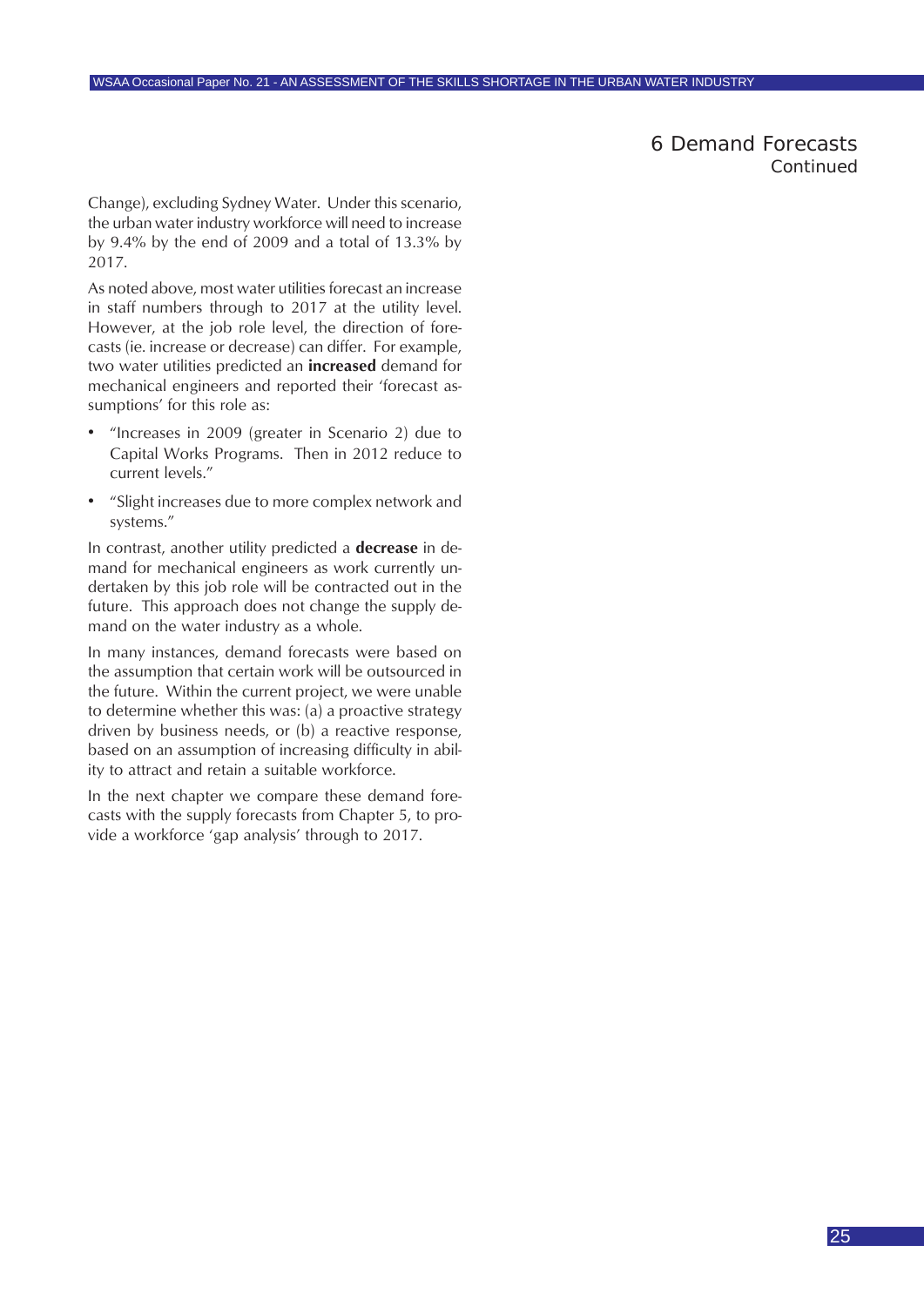## 6 Demand Forecasts
Continued

Change), excluding Sydney Water. Under this scenario, the urban water industry workforce will need to increase by 9.4% by the end of 2009 and a total of 13.3% by 2017.

As noted above, most water utilities forecast an increase in staff numbers through to 2017 at the utility level. However, at the job role level, the direction of forecasts (ie. increase or decrease) can differ. For example, two water utilities predicted an **increased** demand for mechanical engineers and reported their 'forecast assumptions' for this role as:

- "Increases in 2009 (greater in Scenario 2) due to Capital Works Programs. Then in 2012 reduce to current levels."
- "Slight increases due to more complex network and systems."

In contrast, another utility predicted a **decrease** in demand for mechanical engineers as work currently undertaken by this job role will be contracted out in the future. This approach does not change the supply demand on the water industry as a whole.

In many instances, demand forecasts were based on the assumption that certain work will be outsourced in the future. Within the current project, we were unable to determine whether this was: (a) a proactive strategy driven by business needs, or (b) a reactive response, based on an assumption of increasing difficulty in ability to attract and retain a suitable workforce.

In the next chapter we compare these demand forecasts with the supply forecasts from Chapter 5, to provide a workforce 'gap analysis' through to 2017.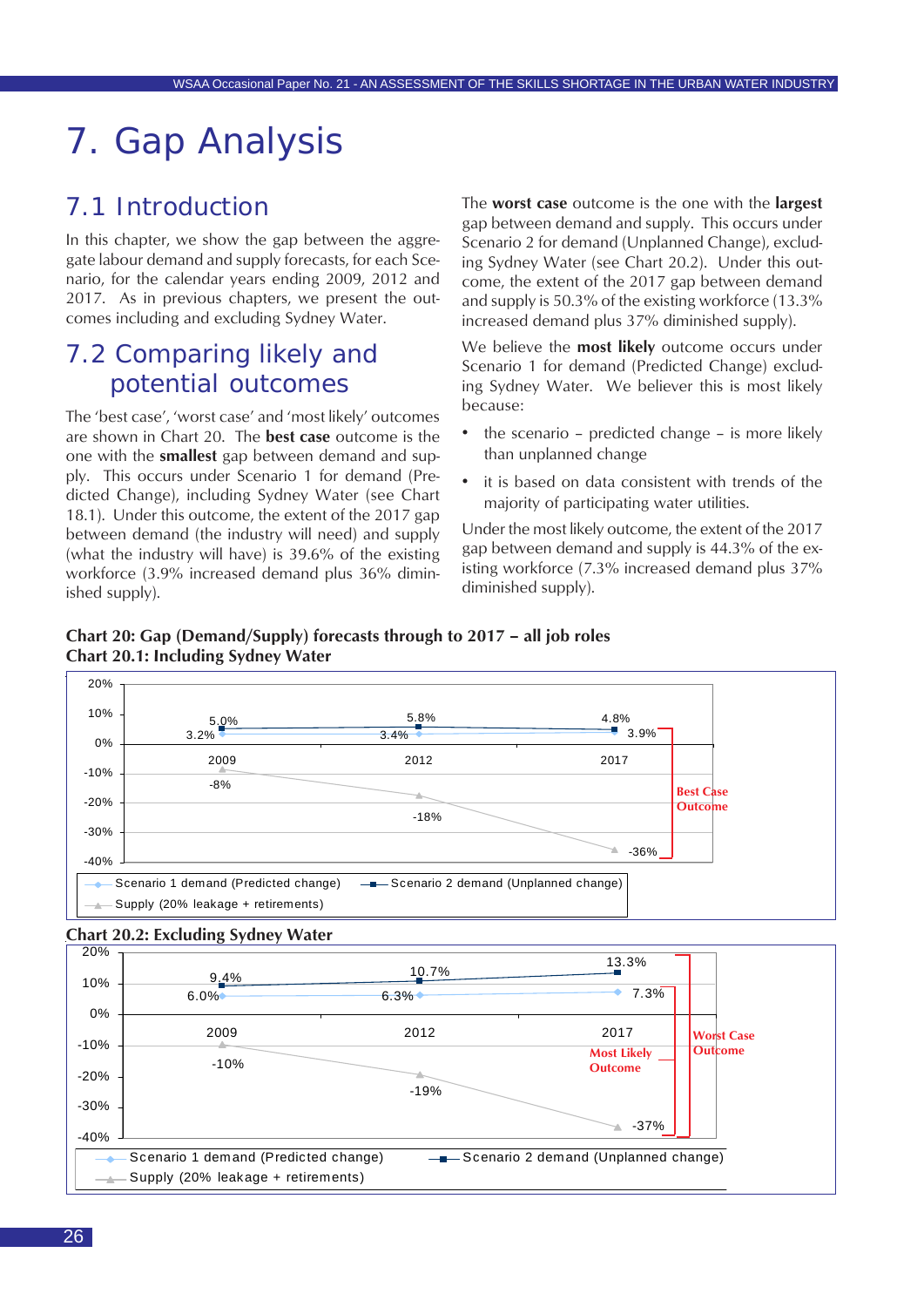# 7. Gap Analysis

## 7.1 Introduction

In this chapter, we show the gap between the aggregate labour demand and supply forecasts, for each Scenario, for the calendar years ending 2009, 2012 and 2017. As in previous chapters, we present the outcomes including and excluding Sydney Water.

## 7.2 Comparing likely and potential outcomes

The 'best case', 'worst case' and 'most likely' outcomes are shown in Chart 20. The **best case** outcome is the one with the **smallest** gap between demand and supply. This occurs under Scenario 1 for demand (Predicted Change), including Sydney Water (see Chart 18.1). Under this outcome, the extent of the 2017 gap between demand (the industry will need) and supply (what the industry will have) is 39.6% of the existing workforce (3.9% increased demand plus 36% diminished supply).

The **worst case** outcome is the one with the **largest** gap between demand and supply. This occurs under Scenario 2 for demand (Unplanned Change), excluding Sydney Water (see Chart 20.2). Under this outcome, the extent of the 2017 gap between demand and supply is 50.3% of the existing workforce (13.3% increased demand plus 37% diminished supply).

We believe the **most likely** outcome occurs under Scenario 1 for demand (Predicted Change) excluding Sydney Water. We believer this is most likely because:

- the scenario – predicted change – is more likely than unplanned change
- it is based on data consistent with trends of the majority of participating water utilities.

Under the most likely outcome, the extent of the 2017 gap between demand and supply is 44.3% of the existing workforce (7.3% increased demand plus 37% diminished supply).

**Chart 20: Gap (Demand/Supply) forecasts through to 2017 – all job roles**

**Chart 20.1: Including Sydney Water**

| | 2009 | 2012 | 2017 |
|---|---|---|---|
| Scenario 1 demand (Predicted change) | 3.2% | 3.4% | 3.9% |
| Scenario 2 demand (Unplanned change) | 5.0% | 5.8% | 4.8% |
| Supply (20% leakage + retirements) | -8% | -18% | -36% |

Best Case Outcome

**Chart 20.2: Excluding Sydney Water**

| | 2009 | 2012 | 2017 |
|---|---|---|---|
| Scenario 1 demand (Predicted change) | 6.0% | 6.3% | 7.3% |
| Scenario 2 demand (Unplanned change) | 9.4% | 10.7% | 13.3% |
| Supply (20% leakage + retirements) | -10% | -19% | -37% |

Most Likely Outcome

Worst Case Outcome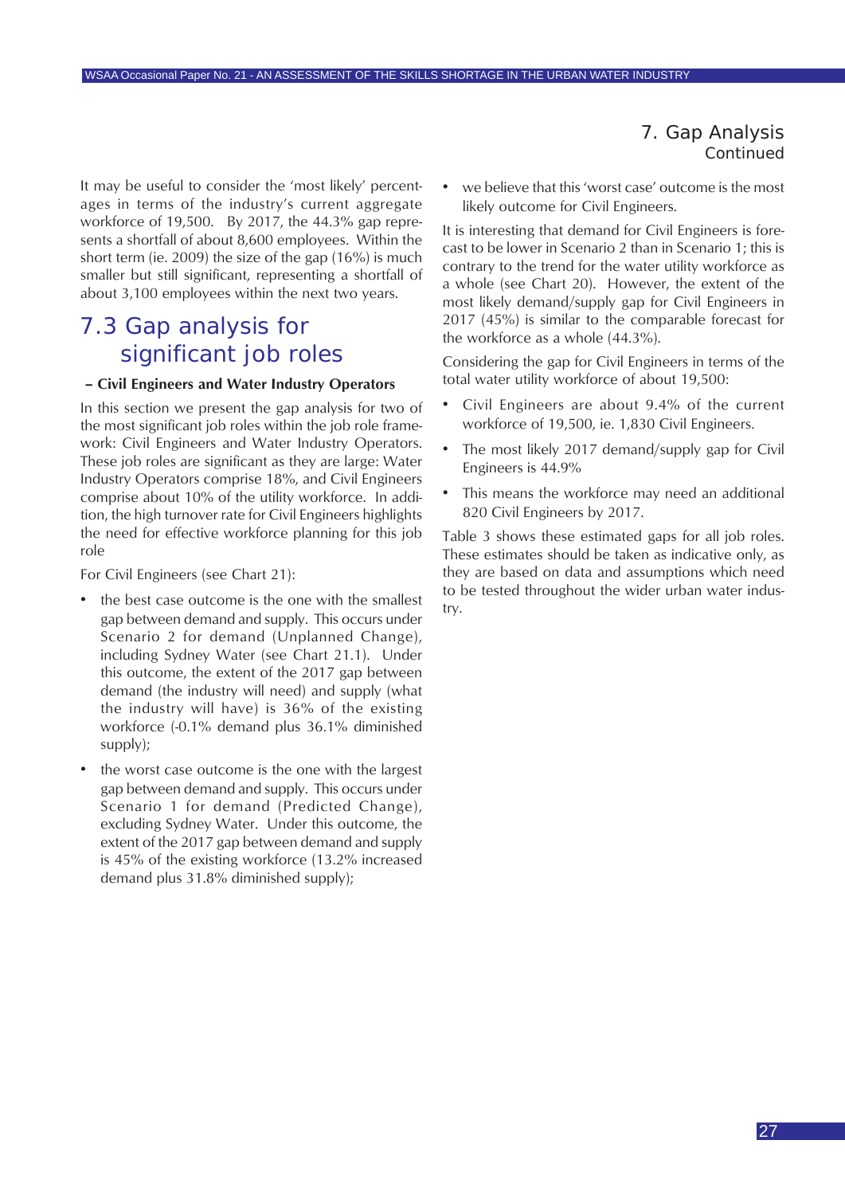It may be useful to consider the 'most likely' percentages in terms of the industry's current aggregate workforce of 19,500. By 2017, the 44.3% gap represents a shortfall of about 8,600 employees. Within the short term (ie. 2009) the size of the gap (16%) is much smaller but still significant, representing a shortfall of about 3,100 employees within the next two years.

## 7.3 Gap analysis for significant job roles

**– Civil Engineers and Water Industry Operators**

In this section we present the gap analysis for two of the most significant job roles within the job role framework: Civil Engineers and Water Industry Operators. These job roles are significant as they are large: Water Industry Operators comprise 18%, and Civil Engineers comprise about 10% of the utility workforce. In addition, the high turnover rate for Civil Engineers highlights the need for effective workforce planning for this job role

For Civil Engineers (see Chart 21):

- the best case outcome is the one with the smallest gap between demand and supply. This occurs under Scenario 2 for demand (Unplanned Change), including Sydney Water (see Chart 21.1). Under this outcome, the extent of the 2017 gap between demand (the industry will need) and supply (what the industry will have) is 36% of the existing workforce (-0.1% demand plus 36.1% diminished supply);
- the worst case outcome is the one with the largest gap between demand and supply. This occurs under Scenario 1 for demand (Predicted Change), excluding Sydney Water. Under this outcome, the extent of the 2017 gap between demand and supply is 45% of the existing workforce (13.2% increased demand plus 31.8% diminished supply);
- we believe that this 'worst case' outcome is the most likely outcome for Civil Engineers.

It is interesting that demand for Civil Engineers is forecast to be lower in Scenario 2 than in Scenario 1; this is contrary to the trend for the water utility workforce as a whole (see Chart 20). However, the extent of the most likely demand/supply gap for Civil Engineers in 2017 (45%) is similar to the comparable forecast for the workforce as a whole (44.3%).

Considering the gap for Civil Engineers in terms of the total water utility workforce of about 19,500:

- Civil Engineers are about 9.4% of the current workforce of 19,500, ie. 1,830 Civil Engineers.
- The most likely 2017 demand/supply gap for Civil Engineers is 44.9%
- This means the workforce may need an additional 820 Civil Engineers by 2017.

Table 3 shows these estimated gaps for all job roles. These estimates should be taken as indicative only, as they are based on data and assumptions which need to be tested throughout the wider urban water industry.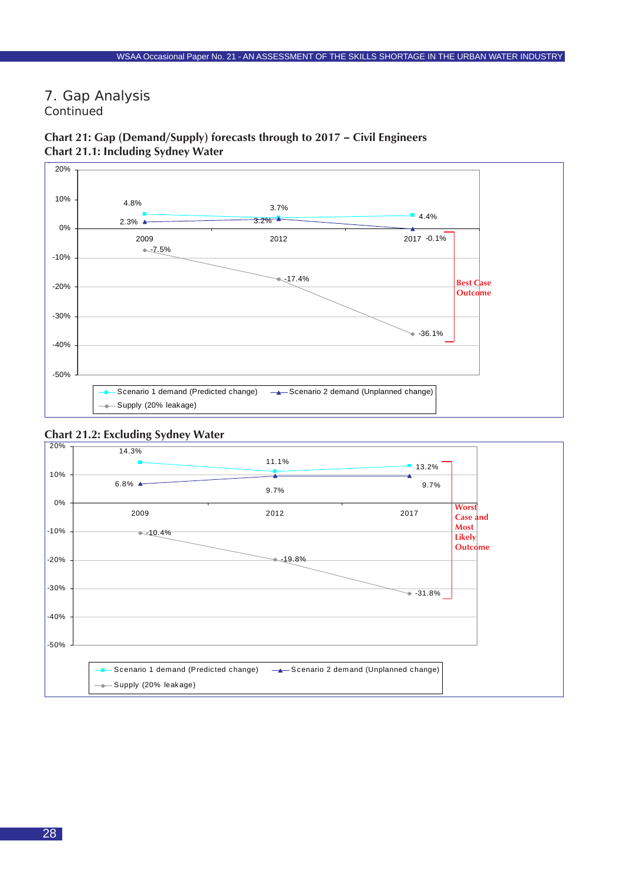# 7. Gap Analysis
Continued

**Chart 21: Gap (Demand/Supply) forecasts through to 2017 – Civil Engineers**
**Chart 21.1: Including Sydney Water**

| | 2009 | 2012 | 2017 |
|---|---|---|---|
| Scenario 1 demand (Predicted change) | 4.8% | 3.7% | 4.4% |
| Scenario 2 demand (Unplanned change) | 2.3% | 3.2% | -0.1% |
| Supply (20% leakage) | -7.5% | -17.4% | -36.1% |

Best Case Outcome

**Chart 21.2: Excluding Sydney Water**

| | 2009 | 2012 | 2017 |
|---|---|---|---|
| Scenario 1 demand (Predicted change) | 14.3% | 11.1% | 13.2% |
| Scenario 2 demand (Unplanned change) | 6.8% | 9.7% | 9.7% |
| Supply (20% leakage) | -10.4% | -19.8% | -31.8% |

Worst Case and Most Likely Outcome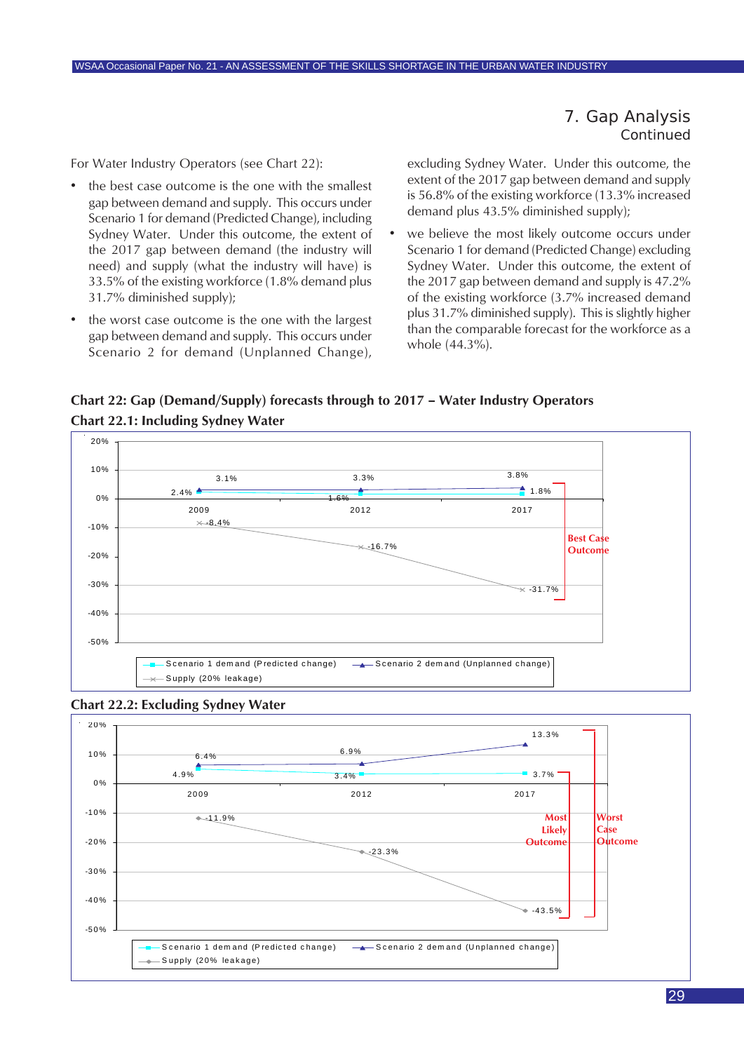## 7. Gap Analysis
Continued

For Water Industry Operators (see Chart 22):

- the best case outcome is the one with the smallest gap between demand and supply. This occurs under Scenario 1 for demand (Predicted Change), including Sydney Water. Under this outcome, the extent of the 2017 gap between demand (the industry will need) and supply (what the industry will have) is 33.5% of the existing workforce (1.8% demand plus 31.7% diminished supply);
- the worst case outcome is the one with the largest gap between demand and supply. This occurs under Scenario 2 for demand (Unplanned Change), excluding Sydney Water. Under this outcome, the extent of the 2017 gap between demand and supply is 56.8% of the existing workforce (13.3% increased demand plus 43.5% diminished supply);
- we believe the most likely outcome occurs under Scenario 1 for demand (Predicted Change) excluding Sydney Water. Under this outcome, the extent of the 2017 gap between demand and supply is 47.2% of the existing workforce (3.7% increased demand plus 31.7% diminished supply). This is slightly higher than the comparable forecast for the workforce as a whole (44.3%).

**Chart 22: Gap (Demand/Supply) forecasts through to 2017 – Water Industry Operators**

**Chart 22.1: Including Sydney Water**

| | 2009 | 2012 | 2017 |
|---|---|---|---|
| Scenario 1 demand (Predicted change) | 2.4% | 1.6% | 1.8% |
| Scenario 2 demand (Unplanned change) | 3.1% | 3.3% | 3.8% |
| Supply (20% leakage) | -8.4% | -16.7% | -31.7% |

Best Case Outcome

**Chart 22.2: Excluding Sydney Water**

| | 2009 | 2012 | 2017 |
|---|---|---|---|
| Scenario 1 demand (Predicted change) | 4.9% | 3.4% | 3.7% |
| Scenario 2 demand (Unplanned change) | 6.4% | 6.9% | 13.3% |
| Supply (20% leakage) | -11.9% | -23.3% | -43.5% |

Most Likely Outcome

Worst Case Outcome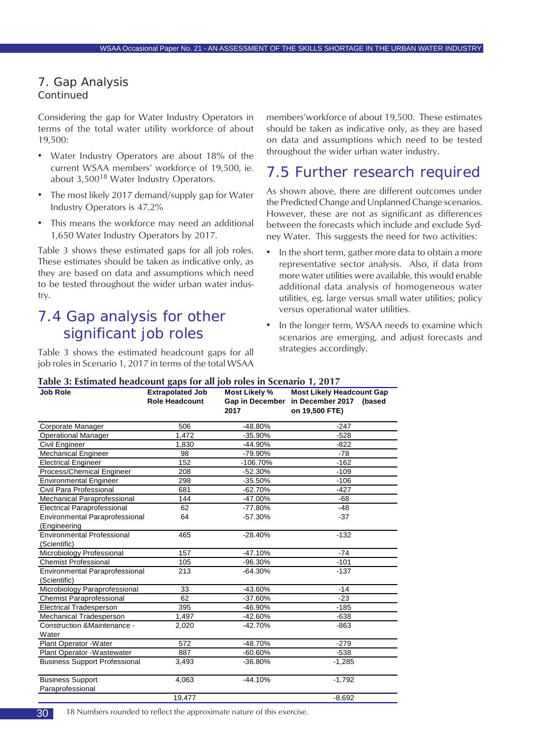## 7. Gap Analysis
Continued

Considering the gap for Water Industry Operators in terms of the total water utility workforce of about 19,500:

- Water Industry Operators are about 18% of the current WSAA members' workforce of 19,500, ie. about 3,500[18] Water Industry Operators.
- The most likely 2017 demand/supply gap for Water Industry Operators is 47.2%
- This means the workforce may need an additional 1,650 Water Industry Operators by 2017.

Table 3 shows these estimated gaps for all job roles. These estimates should be taken as indicative only, as they are based on data and assumptions which need to be tested throughout the wider urban water industry.

## 7.4 Gap analysis for other significant job roles

Table 3 shows the estimated headcount gaps for all job roles in Scenario 1, 2017 in terms of the total WSAA members'workforce of about 19,500. These estimates should be taken as indicative only, as they are based on data and assumptions which need to be tested throughout the wider urban water industry.

## 7.5 Further research required

As shown above, there are different outcomes under the Predicted Change and Unplanned Change scenarios. However, these are not as significant as differences between the forecasts which include and exclude Sydney Water. This suggests the need for two activities:

- In the short term, gather more data to obtain a more representative sector analysis. Also, if data from more water utilities were available, this would enable additional data analysis of homogeneous water utilities, eg. large versus small water utilities; policy versus operational water utilities.
- In the longer term, WSAA needs to examine which scenarios are emerging, and adjust forecasts and strategies accordingly.

**Table 3: Estimated headcount gaps for all job roles in Scenario 1, 2017**

| Job Role | Extrapolated Job Role Headcount | Most Likely % Gap in December 2017 | Most Likely Headcount Gap in December 2017 (based on 19,500 FTE) |
|---|---|---|---|
| Corporate Manager | 506 | -48.80% | -247 |
| Operational Manager | 1,472 | -35.90% | -528 |
| Civil Engineer | 1,830 | -44.90% | -822 |
| Mechanical Engineer | 98 | -79.90% | -78 |
| Electrical Engineer | 152 | -106.70% | -162 |
| Process/Chemical Engineer | 208 | -52.30% | -109 |
| Environmental Engineer | 298 | -35.50% | -106 |
| Civil Para Professional | 681 | -62.70% | -427 |
| Mechanical Paraprofessional | 144 | -47.00% | -68 |
| Electrical Paraprofessional | 62 | -77.80% | -48 |
| Environmental Paraprofessional (Engineering | 64 | -57.30% | -37 |
| Environmental Professional (Scientific) | 465 | -28.40% | -132 |
| Microbiology Professional | 157 | -47.10% | -74 |
| Chemist Professional | 105 | -96.30% | -101 |
| Environmental Paraprofessional (Scientific) | 213 | -64.30% | -137 |
| Microbiology Paraprofessional | 33 | -43.60% | -14 |
| Chemist Paraprofessional | 62 | -37.60% | -23 |
| Electrical Tradesperson | 395 | -46.90% | -185 |
| Mechanical Tradesperson | 1,497 | -42.60% | -638 |
| Construction &Maintenance - Water | 2,020 | -42.70% | -863 |
| Plant Operator -Water | 572 | -48.70% | -279 |
| Plant Operator -Wastewater | 887 | -60.60% | -538 |
| Business Support Professional | 3,493 | -36.80% | -1,285 |
| Business Support Paraprofessional | 4,063 | -44.10% | -1,792 |
| | 19,477 | | -8,692 |

18 Numbers rounded to reflect the approximate nature of this exercise.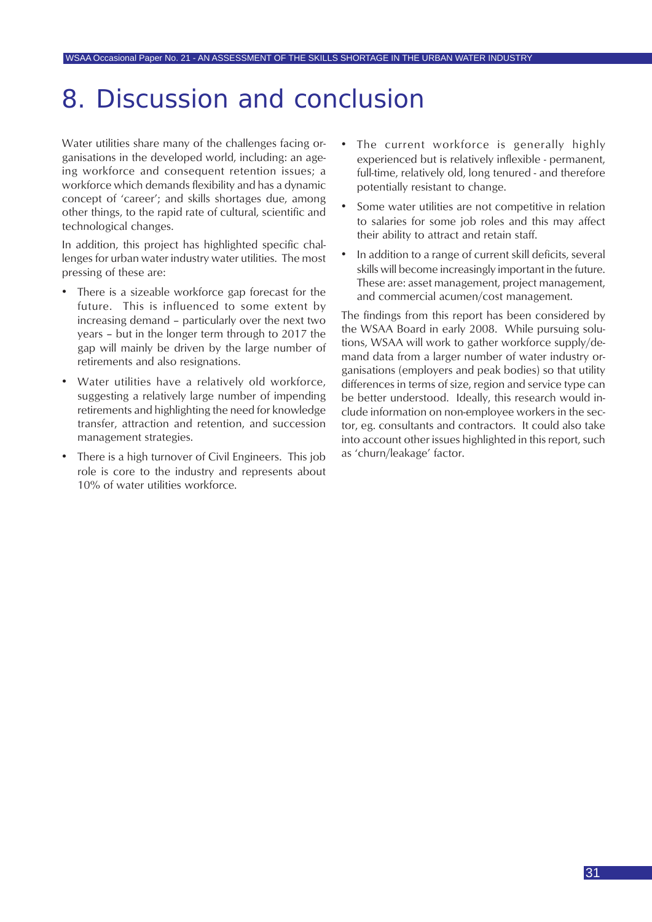# 8. Discussion and conclusion

Water utilities share many of the challenges facing organisations in the developed world, including: an ageing workforce and consequent retention issues; a workforce which demands flexibility and has a dynamic concept of 'career'; and skills shortages due, among other things, to the rapid rate of cultural, scientific and technological changes.

In addition, this project has highlighted specific challenges for urban water industry water utilities. The most pressing of these are:

- There is a sizeable workforce gap forecast for the future. This is influenced to some extent by increasing demand – particularly over the next two years – but in the longer term through to 2017 the gap will mainly be driven by the large number of retirements and also resignations.
- Water utilities have a relatively old workforce, suggesting a relatively large number of impending retirements and highlighting the need for knowledge transfer, attraction and retention, and succession management strategies.
- There is a high turnover of Civil Engineers. This job role is core to the industry and represents about 10% of water utilities workforce.
- The current workforce is generally highly experienced but is relatively inflexible - permanent, full-time, relatively old, long tenured - and therefore potentially resistant to change.
- Some water utilities are not competitive in relation to salaries for some job roles and this may affect their ability to attract and retain staff.
- In addition to a range of current skill deficits, several skills will become increasingly important in the future. These are: asset management, project management, and commercial acumen/cost management.

The findings from this report has been considered by the WSAA Board in early 2008. While pursuing solutions, WSAA will work to gather workforce supply/demand data from a larger number of water industry organisations (employers and peak bodies) so that utility differences in terms of size, region and service type can be better understood. Ideally, this research would include information on non-employee workers in the sector, eg. consultants and contractors. It could also take into account other issues highlighted in this report, such as 'churn/leakage' factor.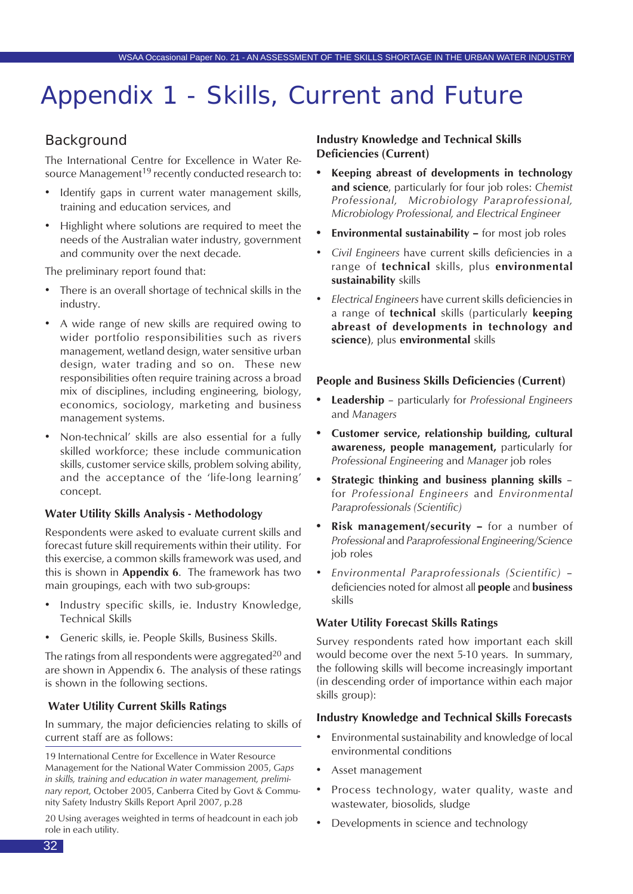# Appendix 1 - Skills, Current and Future

## Background

The International Centre for Excellence in Water Resource Management[19] recently conducted research to:

- Identify gaps in current water management skills, training and education services, and
- Highlight where solutions are required to meet the needs of the Australian water industry, government and community over the next decade.

The preliminary report found that:

- There is an overall shortage of technical skills in the industry.
- A wide range of new skills are required owing to wider portfolio responsibilities such as rivers management, wetland design, water sensitive urban design, water trading and so on. These new responsibilities often require training across a broad mix of disciplines, including engineering, biology, economics, sociology, marketing and business management systems.
- Non-technical' skills are also essential for a fully skilled workforce; these include communication skills, customer service skills, problem solving ability, and the acceptance of the 'life-long learning' concept.

### Water Utility Skills Analysis - Methodology

Respondents were asked to evaluate current skills and forecast future skill requirements within their utility. For this exercise, a common skills framework was used, and this is shown in **Appendix 6**. The framework has two main groupings, each with two sub-groups:

- Industry specific skills, ie. Industry Knowledge, Technical Skills
- Generic skills, ie. People Skills, Business Skills.

The ratings from all respondents were aggregated[20] and are shown in Appendix 6. The analysis of these ratings is shown in the following sections.

### Water Utility Current Skills Ratings

In summary, the major deficiencies relating to skills of current staff are as follows:

### Industry Knowledge and Technical Skills Deficiencies (Current)

- **Keeping abreast of developments in technology and science**, particularly for four job roles: *Chemist Professional, Microbiology Paraprofessional, Microbiology Professional, and Electrical Engineer*
- **Environmental sustainability –** for most job roles
- *Civil Engineers* have current skills deficiencies in a range of **technical** skills, plus **environmental sustainability** skills
- *Electrical Engineers* have current skills deficiencies in a range of **technical** skills (particularly **keeping abreast of developments in technology and science)**, plus **environmental** skills

### People and Business Skills Deficiencies (Current)

- **Leadership** – particularly for *Professional Engineers* and *Managers*
- **Customer service, relationship building, cultural awareness, people management,** particularly for *Professional Engineering* and *Manager* job roles
- **Strategic thinking and business planning skills** – for *Professional Engineers* and *Environmental Paraprofessionals (Scientific)*
- **Risk management/security –** for a number of *Professional* and *Paraprofessional Engineering/Science* job roles
- *Environmental Paraprofessionals (Scientific)* – deficiencies noted for almost all **people** and **business** skills

### Water Utility Forecast Skills Ratings

Survey respondents rated how important each skill would become over the next 5-10 years. In summary, the following skills will become increasingly important (in descending order of importance within each major skills group):

### Industry Knowledge and Technical Skills Forecasts

- Environmental sustainability and knowledge of local environmental conditions
- Asset management
- Process technology, water quality, waste and wastewater, biosolids, sludge
- Developments in science and technology

---

19 International Centre for Excellence in Water Resource Management for the National Water Commission 2005, *Gaps in skills, training and education in water management, preliminary report*, October 2005, Canberra Cited by Govt & Community Safety Industry Skills Report April 2007, p.28

20 Using averages weighted in terms of headcount in each job role in each utility.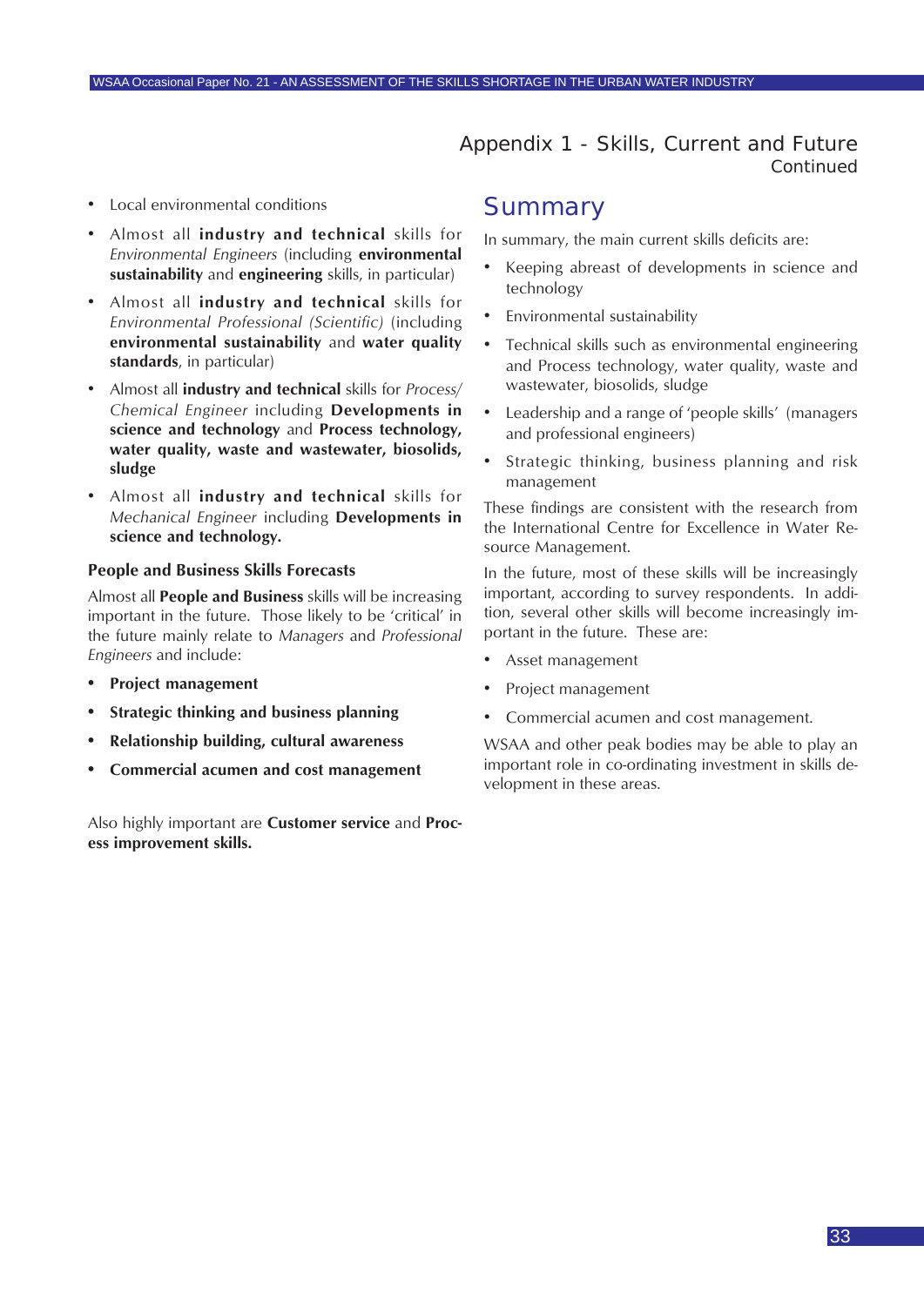## Appendix 1 - Skills, Current and Future
Continued

- Local environmental conditions
- Almost all **industry and technical** skills for *Environmental Engineers* (including **environmental sustainability** and **engineering** skills, in particular)
- Almost all **industry and technical** skills for *Environmental Professional (Scientific)* (including **environmental sustainability** and **water quality standards**, in particular)
- Almost all **industry and technical** skills for *Process/ Chemical Engineer* including **Developments in science and technology** and **Process technology, water quality, waste and wastewater, biosolids, sludge**
- Almost all **industry and technical** skills for *Mechanical Engineer* including **Developments in science and technology.**

### People and Business Skills Forecasts

Almost all **People and Business** skills will be increasing important in the future. Those likely to be 'critical' in the future mainly relate to *Managers* and *Professional Engineers* and include:

- **Project management**
- **Strategic thinking and business planning**
- **Relationship building, cultural awareness**
- **Commercial acumen and cost management**

Also highly important are **Customer service** and **Process improvement skills.**

## Summary

In summary, the main current skills deficits are:

- Keeping abreast of developments in science and technology
- Environmental sustainability
- Technical skills such as environmental engineering and Process technology, water quality, waste and wastewater, biosolids, sludge
- Leadership and a range of 'people skills' (managers and professional engineers)
- Strategic thinking, business planning and risk management

These findings are consistent with the research from the International Centre for Excellence in Water Resource Management.

In the future, most of these skills will be increasingly important, according to survey respondents. In addition, several other skills will become increasingly important in the future. These are:

- Asset management
- Project management
- Commercial acumen and cost management.

WSAA and other peak bodies may be able to play an important role in co-ordinating investment in skills development in these areas.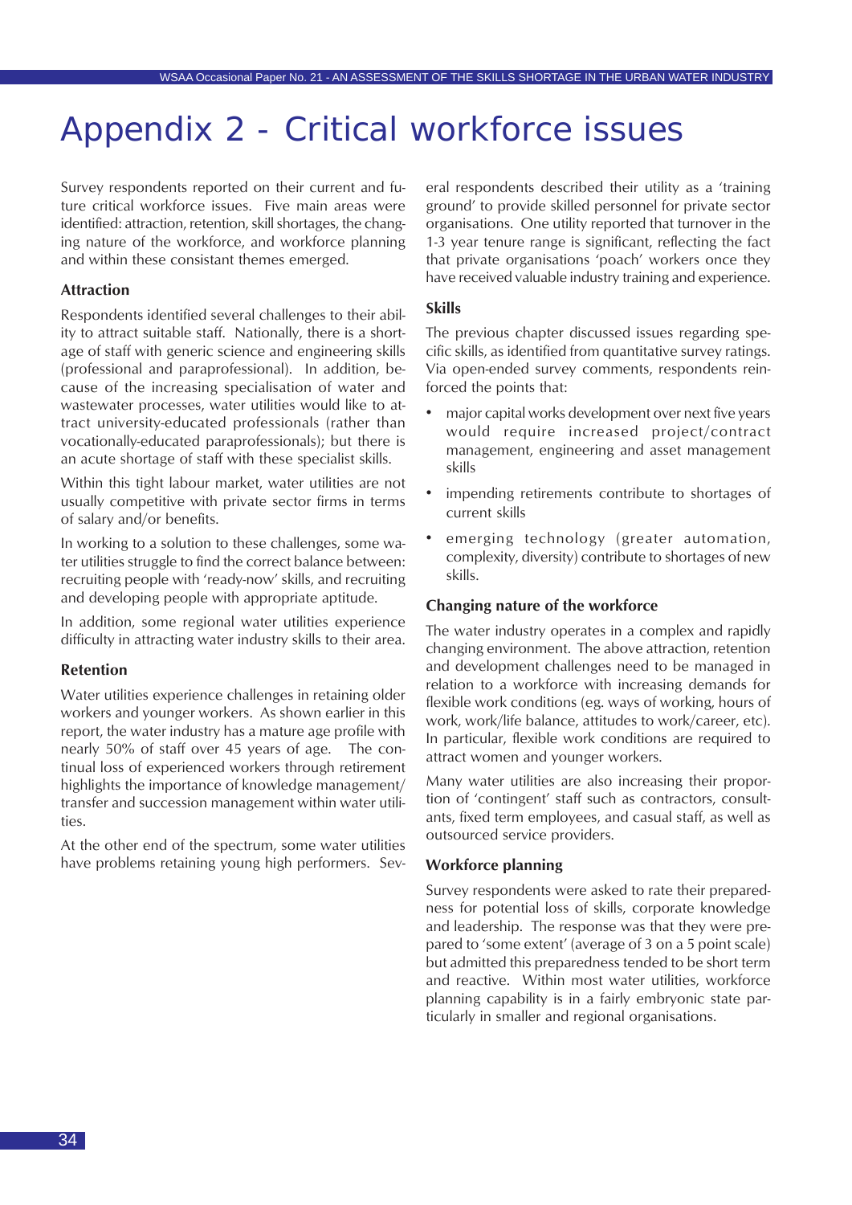# Appendix 2 - Critical workforce issues

Survey respondents reported on their current and future critical workforce issues. Five main areas were identified: attraction, retention, skill shortages, the changing nature of the workforce, and workforce planning and within these consistant themes emerged.

### Attraction

Respondents identified several challenges to their ability to attract suitable staff. Nationally, there is a shortage of staff with generic science and engineering skills (professional and paraprofessional). In addition, because of the increasing specialisation of water and wastewater processes, water utilities would like to attract university-educated professionals (rather than vocationally-educated paraprofessionals); but there is an acute shortage of staff with these specialist skills.

Within this tight labour market, water utilities are not usually competitive with private sector firms in terms of salary and/or benefits.

In working to a solution to these challenges, some water utilities struggle to find the correct balance between: recruiting people with 'ready-now' skills, and recruiting and developing people with appropriate aptitude.

In addition, some regional water utilities experience difficulty in attracting water industry skills to their area.

### Retention

Water utilities experience challenges in retaining older workers and younger workers. As shown earlier in this report, the water industry has a mature age profile with nearly 50% of staff over 45 years of age. The continual loss of experienced workers through retirement highlights the importance of knowledge management/transfer and succession management within water utilities.

At the other end of the spectrum, some water utilities have problems retaining young high performers. Several respondents described their utility as a 'training ground' to provide skilled personnel for private sector organisations. One utility reported that turnover in the 1-3 year tenure range is significant, reflecting the fact that private organisations 'poach' workers once they have received valuable industry training and experience.

### Skills

The previous chapter discussed issues regarding specific skills, as identified from quantitative survey ratings. Via open-ended survey comments, respondents reinforced the points that:

- major capital works development over next five years would require increased project/contract management, engineering and asset management skills
- impending retirements contribute to shortages of current skills
- emerging technology (greater automation, complexity, diversity) contribute to shortages of new skills.

### Changing nature of the workforce

The water industry operates in a complex and rapidly changing environment. The above attraction, retention and development challenges need to be managed in relation to a workforce with increasing demands for flexible work conditions (eg. ways of working, hours of work, work/life balance, attitudes to work/career, etc). In particular, flexible work conditions are required to attract women and younger workers.

Many water utilities are also increasing their proportion of 'contingent' staff such as contractors, consultants, fixed term employees, and casual staff, as well as outsourced service providers.

### Workforce planning

Survey respondents were asked to rate their preparedness for potential loss of skills, corporate knowledge and leadership. The response was that they were prepared to 'some extent' (average of 3 on a 5 point scale) but admitted this preparedness tended to be short term and reactive. Within most water utilities, workforce planning capability is in a fairly embryonic state particularly in smaller and regional organisations.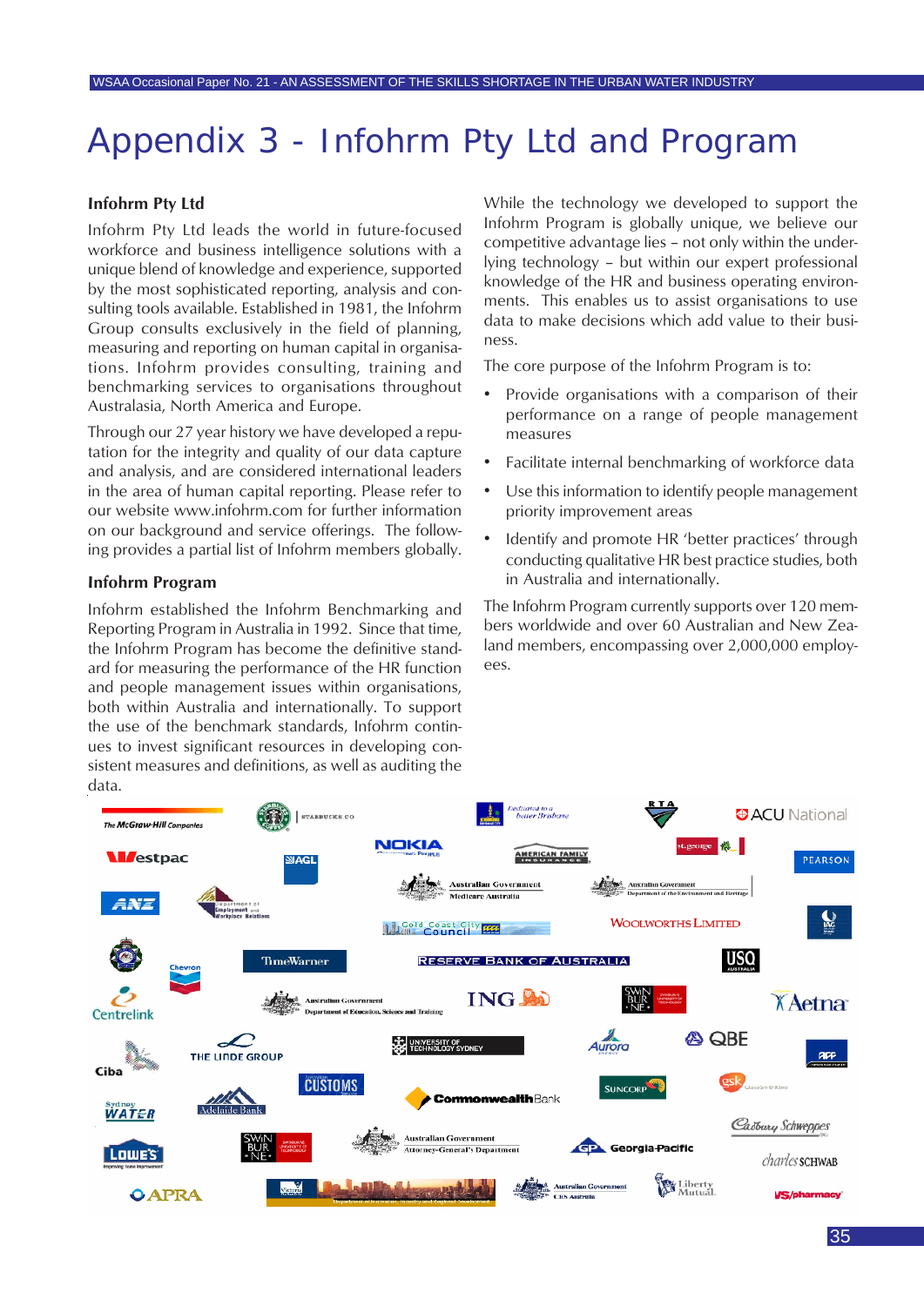# Appendix 3 - Infohrm Pty Ltd and Program

### Infohrm Pty Ltd

Infohrm Pty Ltd leads the world in future-focused workforce and business intelligence solutions with a unique blend of knowledge and experience, supported by the most sophisticated reporting, analysis and consulting tools available. Established in 1981, the Infohrm Group consults exclusively in the field of planning, measuring and reporting on human capital in organisations. Infohrm provides consulting, training and benchmarking services to organisations throughout Australasia, North America and Europe.

Through our 27 year history we have developed a reputation for the integrity and quality of our data capture and analysis, and are considered international leaders in the area of human capital reporting. Please refer to our website www.infohrm.com for further information on our background and service offerings. The following provides a partial list of Infohrm members globally.

### Infohrm Program

Infohrm established the Infohrm Benchmarking and Reporting Program in Australia in 1992. Since that time, the Infohrm Program has become the definitive standard for measuring the performance of the HR function and people management issues within organisations, both within Australia and internationally. To support the use of the benchmark standards, Infohrm continues to invest significant resources in developing consistent measures and definitions, as well as auditing the data.

While the technology we developed to support the Infohrm Program is globally unique, we believe our competitive advantage lies – not only within the underlying technology – but within our expert professional knowledge of the HR and business operating environments. This enables us to assist organisations to use data to make decisions which add value to their business.

The core purpose of the Infohrm Program is to:

- Provide organisations with a comparison of their performance on a range of people management measures
- Facilitate internal benchmarking of workforce data
- Use this information to identify people management priority improvement areas
- Identify and promote HR 'better practices' through conducting qualitative HR best practice studies, both in Australia and internationally.

The Infohrm Program currently supports over 120 members worldwide and over 60 Australian and New Zealand members, encompassing over 2,000,000 employees.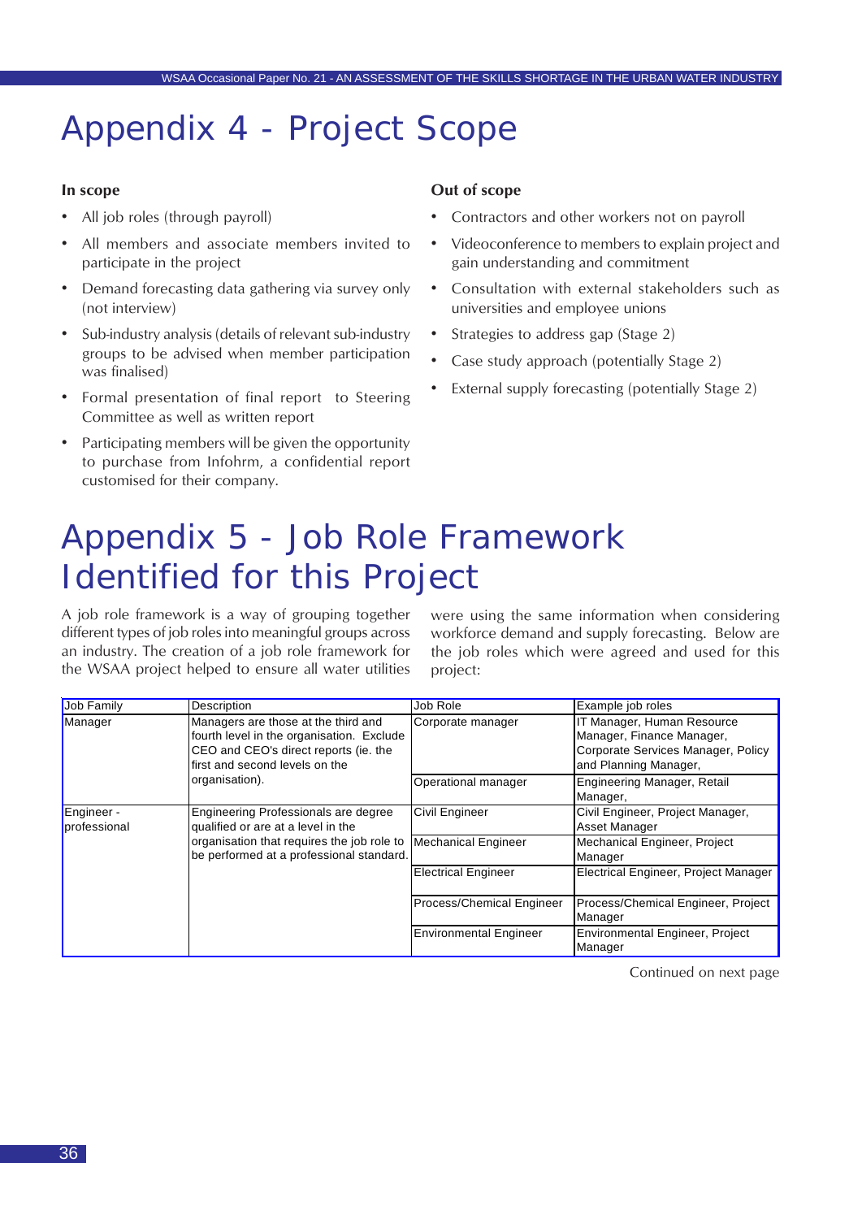# Appendix 4 - Project Scope

**In scope**

- All job roles (through payroll)
- All members and associate members invited to participate in the project
- Demand forecasting data gathering via survey only (not interview)
- Sub-industry analysis (details of relevant sub-industry groups to be advised when member participation was finalised)
- Formal presentation of final report to Steering Committee as well as written report
- Participating members will be given the opportunity to purchase from Infohrm, a confidential report customised for their company.

**Out of scope**

- Contractors and other workers not on payroll
- Videoconference to members to explain project and gain understanding and commitment
- Consultation with external stakeholders such as universities and employee unions
- Strategies to address gap (Stage 2)
- Case study approach (potentially Stage 2)
- External supply forecasting (potentially Stage 2)

# Appendix 5 - Job Role Framework Identified for this Project

A job role framework is a way of grouping together different types of job roles into meaningful groups across an industry. The creation of a job role framework for the WSAA project helped to ensure all water utilities were using the same information when considering workforce demand and supply forecasting. Below are the job roles which were agreed and used for this project:

| Job Family | Description | Job Role | Example job roles |
|---|---|---|---|
| Manager | Managers are those at the third and fourth level in the organisation. Exclude CEO and CEO's direct reports (ie. the first and second levels on the organisation). | Corporate manager | IT Manager, Human Resource Manager, Finance Manager, Corporate Services Manager, Policy and Planning Manager, |
| | | Operational manager | Engineering Manager, Retail Manager, |
| Engineer - professional | Engineering Professionals are degree qualified or are at a level in the organisation that requires the job role to be performed at a professional standard. | Civil Engineer | Civil Engineer, Project Manager, Asset Manager |
| | | Mechanical Engineer | Mechanical Engineer, Project Manager |
| | | Electrical Engineer | Electrical Engineer, Project Manager |
| | | Process/Chemical Engineer | Process/Chemical Engineer, Project Manager |
| | | Environmental Engineer | Environmental Engineer, Project Manager |

Continued on next page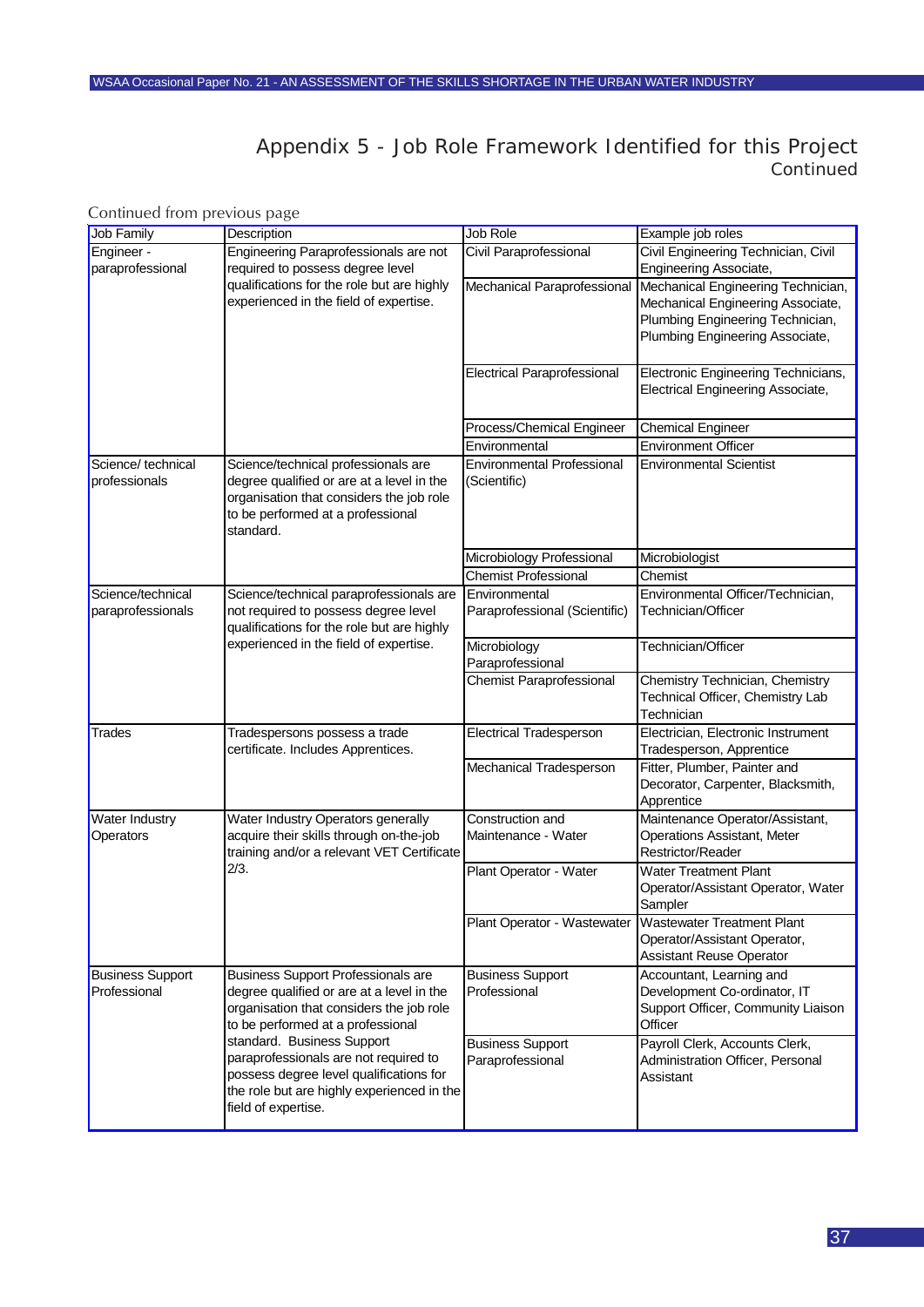## Appendix 5 - Job Role Framework Identified for this Project
Continued

Continued from previous page

| Job Family | Description | Job Role | Example job roles |
|---|---|---|---|
| Engineer - paraprofessional | Engineering Paraprofessionals are not required to possess degree level qualifications for the role but are highly experienced in the field of expertise. | Civil Paraprofessional | Civil Engineering Technician, Civil Engineering Associate, |
| | | Mechanical Paraprofessional | Mechanical Engineering Technician, Mechanical Engineering Associate, Plumbing Engineering Technician, Plumbing Engineering Associate, |
| | | Electrical Paraprofessional | Electronic Engineering Technicians, Electrical Engineering Associate, |
| | | Process/Chemical Engineer | Chemical Engineer |
| | | Environmental | Environment Officer |
| Science/ technical professionals | Science/technical professionals are degree qualified or are at a level in the organisation that considers the job role to be performed at a professional standard. | Environmental Professional (Scientific) | Environmental Scientist |
| | | Microbiology Professional | Microbiologist |
| | | Chemist Professional | Chemist |
| Science/technical paraprofessionals | Science/technical paraprofessionals are not required to possess degree level qualifications for the role but are highly experienced in the field of expertise. | Environmental Paraprofessional (Scientific) | Environmental Officer/Technician, Technician/Officer |
| | | Microbiology Paraprofessional | Technician/Officer |
| | | Chemist Paraprofessional | Chemistry Technician, Chemistry Technical Officer, Chemistry Lab Technician |
| Trades | Tradespersons possess a trade certificate. Includes Apprentices. | Electrical Tradesperson | Electrician, Electronic Instrument Tradesperson, Apprentice |
| | | Mechanical Tradesperson | Fitter, Plumber, Painter and Decorator, Carpenter, Blacksmith, Apprentice |
| Water Industry Operators | Water Industry Operators generally acquire their skills through on-the-job training and/or a relevant VET Certificate 2/3. | Construction and Maintenance - Water | Maintenance Operator/Assistant, Operations Assistant, Meter Restrictor/Reader |
| | | Plant Operator - Water | Water Treatment Plant Operator/Assistant Operator, Water Sampler |
| | | Plant Operator - Wastewater | Wastewater Treatment Plant Operator/Assistant Operator, Assistant Reuse Operator |
| Business Support Professional | Business Support Professionals are degree qualified or are at a level in the organisation that considers the job role to be performed at a professional standard. Business Support paraprofessionals are not required to possess degree level qualifications for the role but are highly experienced in the field of expertise. | Business Support Professional | Accountant, Learning and Development Co-ordinator, IT Support Officer, Community Liaison Officer |
| | | Business Support Paraprofessional | Payroll Clerk, Accounts Clerk, Administration Officer, Personal Assistant |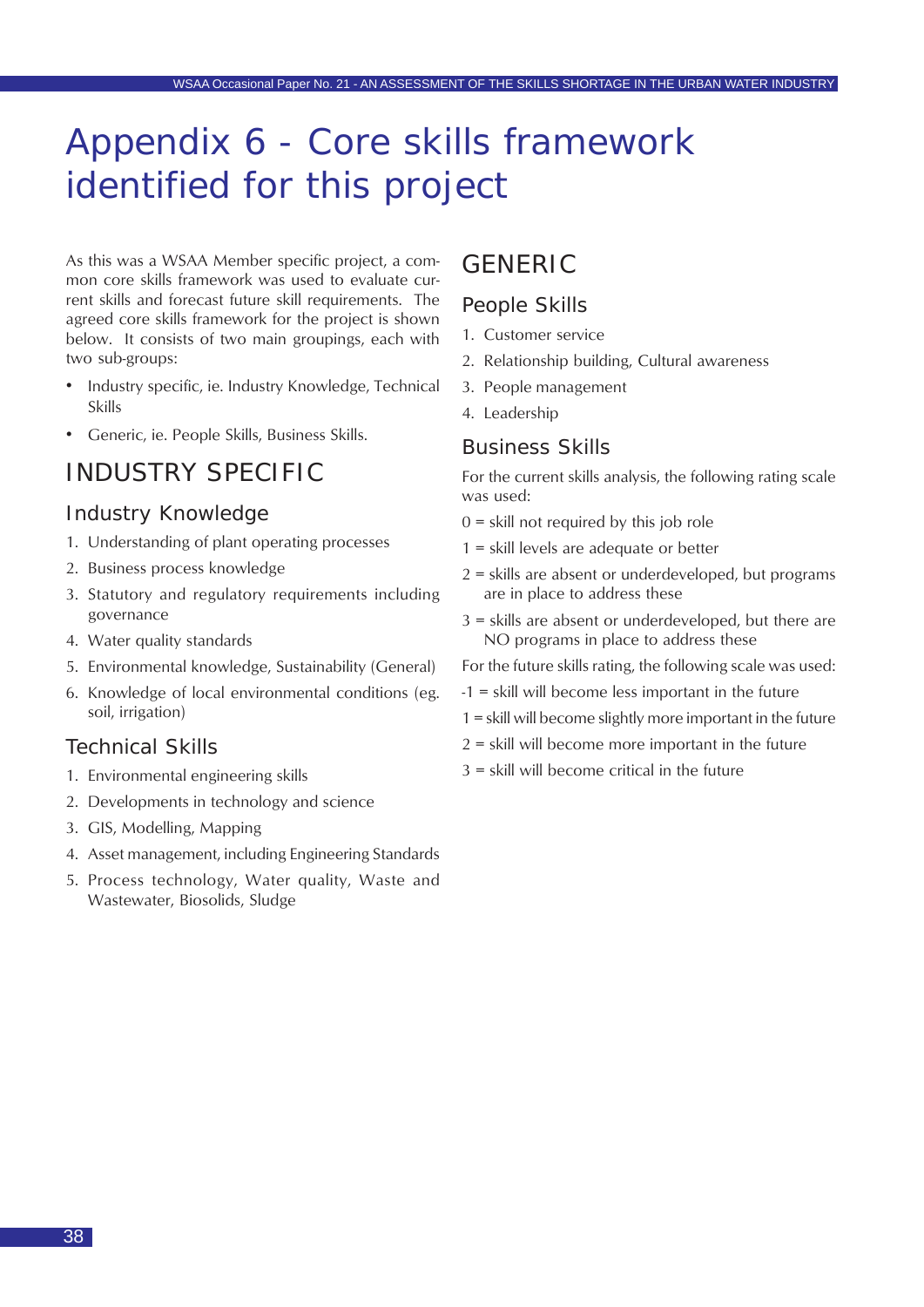# Appendix 6 - Core skills framework identified for this project

As this was a WSAA Member specific project, a common core skills framework was used to evaluate current skills and forecast future skill requirements. The agreed core skills framework for the project is shown below. It consists of two main groupings, each with two sub-groups:

- Industry specific, ie. Industry Knowledge, Technical Skills
- Generic, ie. People Skills, Business Skills.

## INDUSTRY SPECIFIC

### Industry Knowledge

1. Understanding of plant operating processes
2. Business process knowledge
3. Statutory and regulatory requirements including governance
4. Water quality standards
5. Environmental knowledge, Sustainability (General)
6. Knowledge of local environmental conditions (eg. soil, irrigation)

### Technical Skills

1. Environmental engineering skills
2. Developments in technology and science
3. GIS, Modelling, Mapping
4. Asset management, including Engineering Standards
5. Process technology, Water quality, Waste and Wastewater, Biosolids, Sludge

## GENERIC

### People Skills

1. Customer service
2. Relationship building, Cultural awareness
3. People management
4. Leadership

### Business Skills

For the current skills analysis, the following rating scale was used:

0 = skill not required by this job role

1 = skill levels are adequate or better

2 = skills are absent or underdeveloped, but programs are in place to address these

3 = skills are absent or underdeveloped, but there are NO programs in place to address these

For the future skills rating, the following scale was used:

-1 = skill will become less important in the future

1 = skill will become slightly more important in the future

2 = skill will become more important in the future

3 = skill will become critical in the future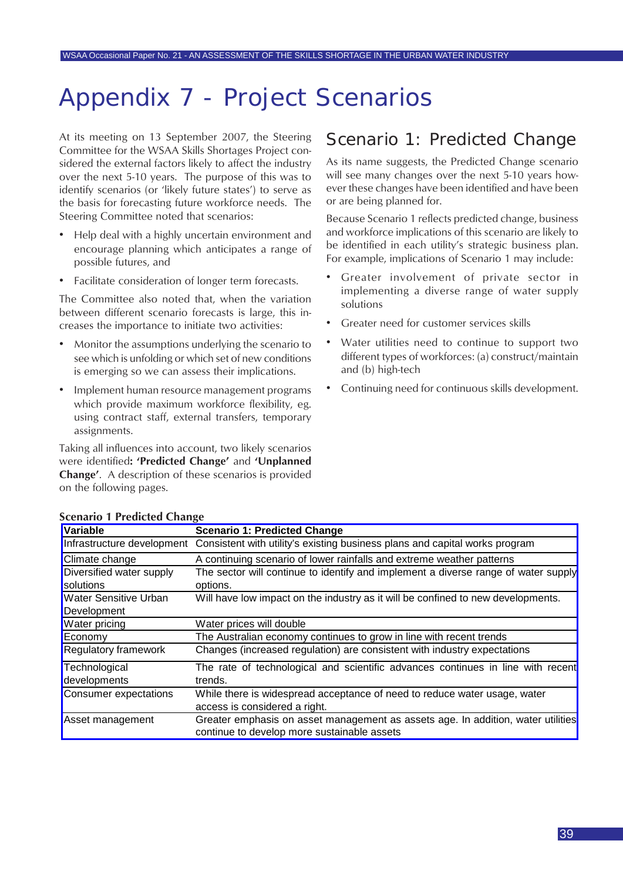# Appendix 7 - Project Scenarios

At its meeting on 13 September 2007, the Steering Committee for the WSAA Skills Shortages Project considered the external factors likely to affect the industry over the next 5-10 years. The purpose of this was to identify scenarios (or 'likely future states') to serve as the basis for forecasting future workforce needs. The Steering Committee noted that scenarios:

- Help deal with a highly uncertain environment and encourage planning which anticipates a range of possible futures, and
- Facilitate consideration of longer term forecasts.

The Committee also noted that, when the variation between different scenario forecasts is large, this increases the importance to initiate two activities:

- Monitor the assumptions underlying the scenario to see which is unfolding or which set of new conditions is emerging so we can assess their implications.
- Implement human resource management programs which provide maximum workforce flexibility, eg. using contract staff, external transfers, temporary assignments.

Taking all influences into account, two likely scenarios were identified**: 'Predicted Change'** and **'Unplanned Change'**. A description of these scenarios is provided on the following pages.

## Scenario 1: Predicted Change

As its name suggests, the Predicted Change scenario will see many changes over the next 5-10 years however these changes have been identified and have been or are being planned for.

Because Scenario 1 reflects predicted change, business and workforce implications of this scenario are likely to be identified in each utility's strategic business plan. For example, implications of Scenario 1 may include:

- Greater involvement of private sector in implementing a diverse range of water supply solutions
- Greater need for customer services skills
- Water utilities need to continue to support two different types of workforces: (a) construct/maintain and (b) high-tech
- Continuing need for continuous skills development.

**Scenario 1 Predicted Change**

| Variable | Scenario 1: Predicted Change |
|---|---|
| Infrastructure development | Consistent with utility's existing business plans and capital works program |
| Climate change | A continuing scenario of lower rainfalls and extreme weather patterns |
| Diversified water supply solutions | The sector will continue to identify and implement a diverse range of water supply options. |
| Water Sensitive Urban Development | Will have low impact on the industry as it will be confined to new developments. |
| Water pricing | Water prices will double |
| Economy | The Australian economy continues to grow in line with recent trends |
| Regulatory framework | Changes (increased regulation) are consistent with industry expectations |
| Technological developments | The rate of technological and scientific advances continues in line with recent trends. |
| Consumer expectations | While there is widespread acceptance of need to reduce water usage, water access is considered a right. |
| Asset management | Greater emphasis on asset management as assets age. In addition, water utilities continue to develop more sustainable assets |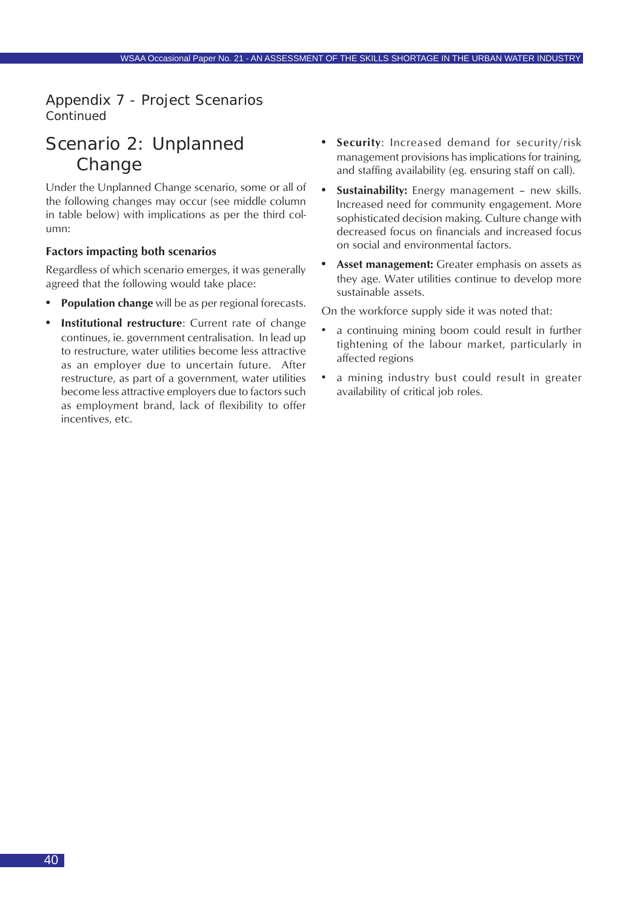## Appendix 7 - Project Scenarios
Continued

# Scenario 2: Unplanned Change

Under the Unplanned Change scenario, some or all of the following changes may occur (see middle column in table below) with implications as per the third column:

### Factors impacting both scenarios

Regardless of which scenario emerges, it was generally agreed that the following would take place:

- **Population change** will be as per regional forecasts.
- **Institutional restructure**: Current rate of change continues, ie. government centralisation. In lead up to restructure, water utilities become less attractive as an employer due to uncertain future. After restructure, as part of a government, water utilities become less attractive employers due to factors such as employment brand, lack of flexibility to offer incentives, etc.
- **Security**: Increased demand for security/risk management provisions has implications for training, and staffing availability (eg. ensuring staff on call).
- **Sustainability:** Energy management – new skills. Increased need for community engagement. More sophisticated decision making. Culture change with decreased focus on financials and increased focus on social and environmental factors.
- **Asset management:** Greater emphasis on assets as they age. Water utilities continue to develop more sustainable assets.

On the workforce supply side it was noted that:

- a continuing mining boom could result in further tightening of the labour market, particularly in affected regions
- a mining industry bust could result in greater availability of critical job roles.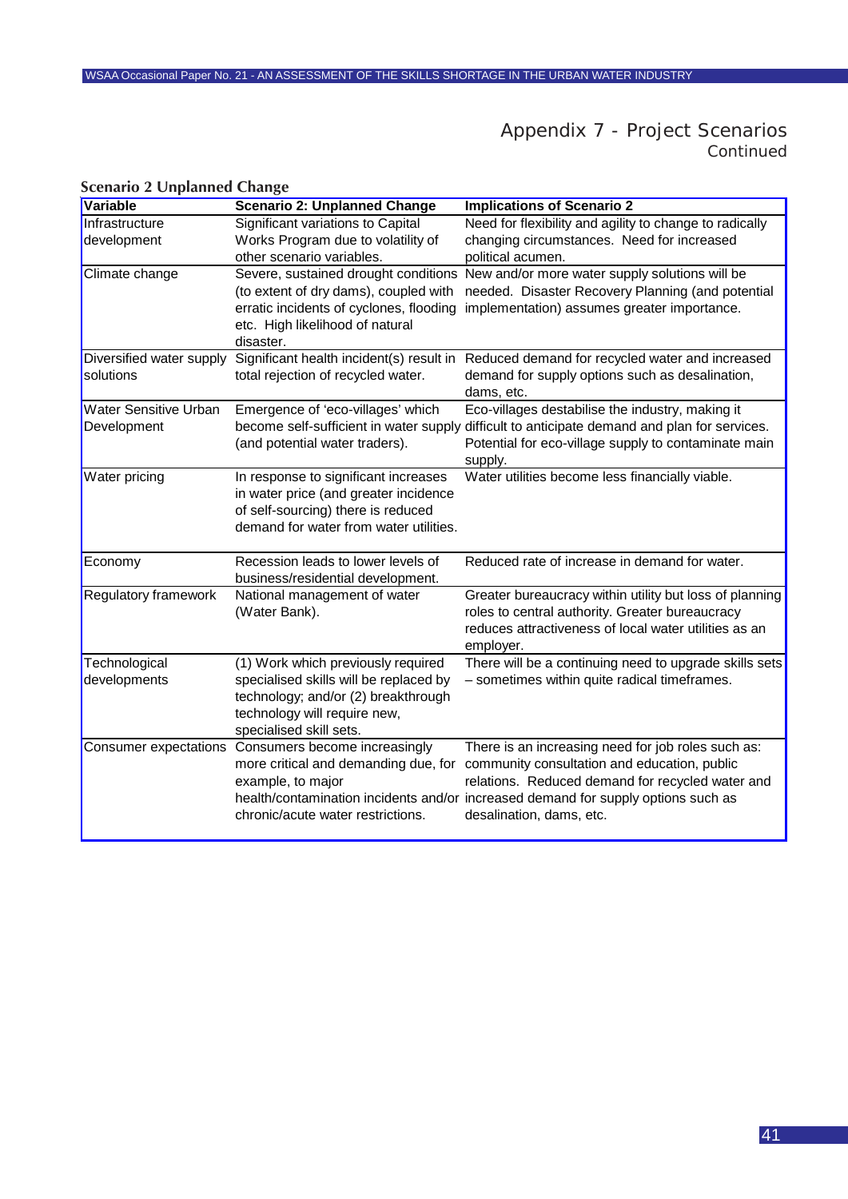## Appendix 7 - Project Scenarios

Continued

### Scenario 2 Unplanned Change

| Variable | Scenario 2: Unplanned Change | Implications of Scenario 2 |
|---|---|---|
| Infrastructure development | Significant variations to Capital Works Program due to volatility of other scenario variables. | Need for flexibility and agility to change to radically changing circumstances. Need for increased political acumen. |
| Climate change | Severe, sustained drought conditions (to extent of dry dams), coupled with erratic incidents of cyclones, flooding etc. High likelihood of natural disaster. | New and/or more water supply solutions will be needed. Disaster Recovery Planning (and potential implementation) assumes greater importance. |
| Diversified water supply solutions | Significant health incident(s) result in total rejection of recycled water. | Reduced demand for recycled water and increased demand for supply options such as desalination, dams, etc. |
| Water Sensitive Urban Development | Emergence of 'eco-villages' which become self-sufficient in water supply (and potential water traders). | Eco-villages destabilise the industry, making it difficult to anticipate demand and plan for services. Potential for eco-village supply to contaminate main supply. |
| Water pricing | In response to significant increases in water price (and greater incidence of self-sourcing) there is reduced demand for water from water utilities. | Water utilities become less financially viable. |
| Economy | Recession leads to lower levels of business/residential development. | Reduced rate of increase in demand for water. |
| Regulatory framework | National management of water (Water Bank). | Greater bureaucracy within utility but loss of planning roles to central authority. Greater bureaucracy reduces attractiveness of local water utilities as an employer. |
| Technological developments | (1) Work which previously required specialised skills will be replaced by technology; and/or (2) breakthrough technology will require new, specialised skill sets. | There will be a continuing need to upgrade skills sets – sometimes within quite radical timeframes. |
| Consumer expectations | Consumers become increasingly more critical and demanding due, for example, to major health/contamination incidents and/or chronic/acute water restrictions. | There is an increasing need for job roles such as: community consultation and education, public relations. Reduced demand for recycled water and increased demand for supply options such as desalination, dams, etc. |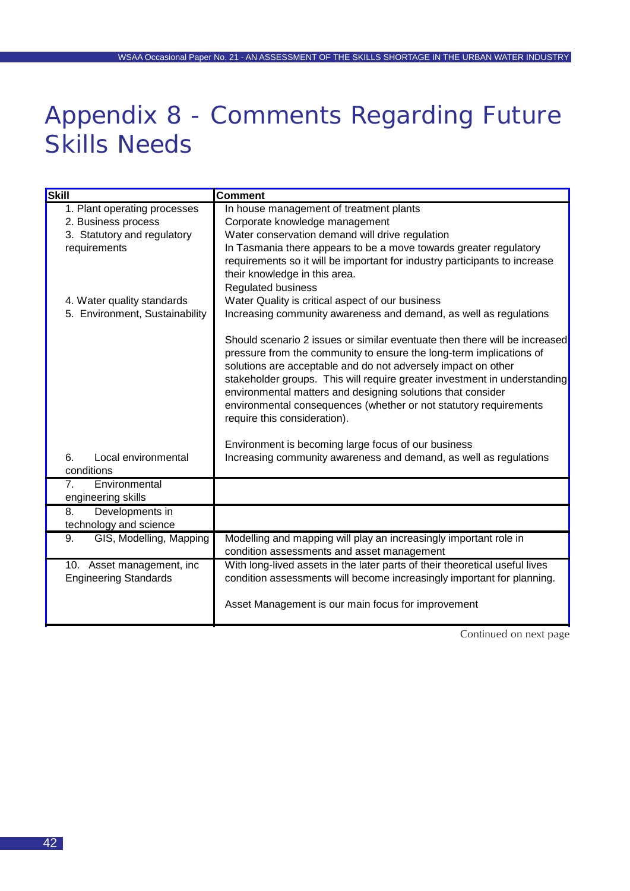# Appendix 8 - Comments Regarding Future Skills Needs

| Skill | Comment |
|---|---|
| 1. Plant operating processes<br>2. Business process<br>3. Statutory and regulatory requirements<br><br><br><br>4. Water quality standards<br>5. Environment, Sustainability<br><br><br><br><br><br><br><br><br><br>6. Local environmental conditions | In house management of treatment plants<br>Corporate knowledge management<br>Water conservation demand will drive regulation<br>In Tasmania there appears to be a move towards greater regulatory requirements so it will be important for industry participants to increase their knowledge in this area.<br>Regulated business<br>Water Quality is critical aspect of our business<br>Increasing community awareness and demand, as well as regulations<br><br>Should scenario 2 issues or similar eventuate then there will be increased pressure from the community to ensure the long-term implications of solutions are acceptable and do not adversely impact on other stakeholder groups. This will require greater investment in understanding environmental matters and designing solutions that consider environmental consequences (whether or not statutory requirements require this consideration).<br><br>Environment is becoming large focus of our business<br>Increasing community awareness and demand, as well as regulations |
| 7. Environmental engineering skills | |
| 8. Developments in technology and science | |
| 9. GIS, Modelling, Mapping | Modelling and mapping will play an increasingly important role in condition assessments and asset management |
| 10. Asset management, inc Engineering Standards | With long-lived assets in the later parts of their theoretical useful lives condition assessments will become increasingly important for planning.<br><br>Asset Management is our main focus for improvement |

Continued on next page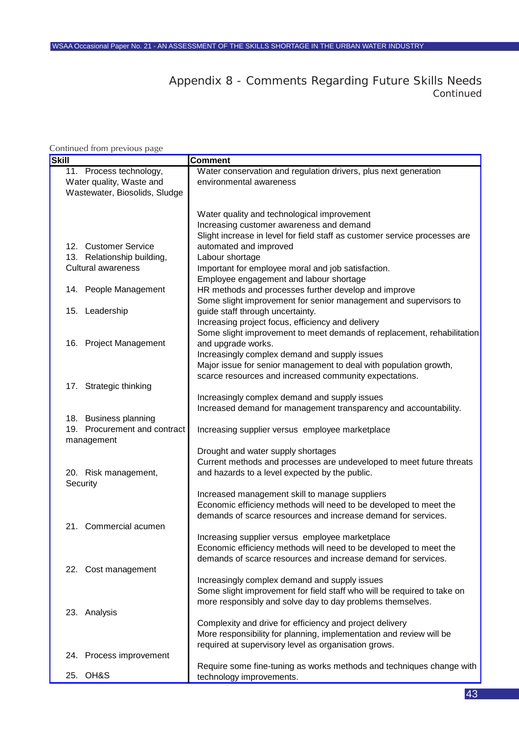# Appendix 8 - Comments Regarding Future Skills Needs
Continued

Continued from previous page

| Skill | Comment |
|---|---|
| 11. Process technology, Water quality, Waste and Wastewater, Biosolids, Sludge | Water conservation and regulation drivers, plus next generation environmental awareness |
| | Water quality and technological improvement |
| | Increasing customer awareness and demand |
| | Slight increase in level for field staff as customer service processes are |
| 12. Customer Service | automated and improved |
| 13. Relationship building, | Labour shortage |
| Cultural awareness | Important for employee moral and job satisfaction. |
| | Employee engagement and labour shortage |
| 14. People Management | HR methods and processes further develop and improve |
| | Some slight improvement for senior management and supervisors to |
| 15. Leadership | guide staff through uncertainty. |
| | Increasing project focus, efficiency and delivery |
| | Some slight improvement to meet demands of replacement, rehabilitation |
| 16. Project Management | and upgrade works. |
| | Increasingly complex demand and supply issues |
| | Major issue for senior management to deal with population growth, scarce resources and increased community expectations. |
| 17. Strategic thinking | |
| | Increasingly complex demand and supply issues |
| | Increased demand for management transparency and accountability. |
| 18. Business planning | |
| 19. Procurement and contract management | Increasing supplier versus employee marketplace |
| | Drought and water supply shortages |
| | Current methods and processes are undeveloped to meet future threats |
| 20. Risk management, Security | and hazards to a level expected by the public. |
| | Increased management skill to manage suppliers |
| | Economic efficiency methods will need to be developed to meet the demands of scarce resources and increase demand for services. |
| 21. Commercial acumen | |
| | Increasing supplier versus employee marketplace |
| | Economic efficiency methods will need to be developed to meet the demands of scarce resources and increase demand for services. |
| 22. Cost management | |
| | Increasingly complex demand and supply issues |
| | Some slight improvement for field staff who will be required to take on more responsibly and solve day to day problems themselves. |
| 23. Analysis | |
| | Complexity and drive for efficiency and project delivery |
| | More responsibility for planning, implementation and review will be required at supervisory level as organisation grows. |
| 24. Process improvement | |
| | Require some fine-tuning as works methods and techniques change with |
| 25. OH&S | technology improvements. |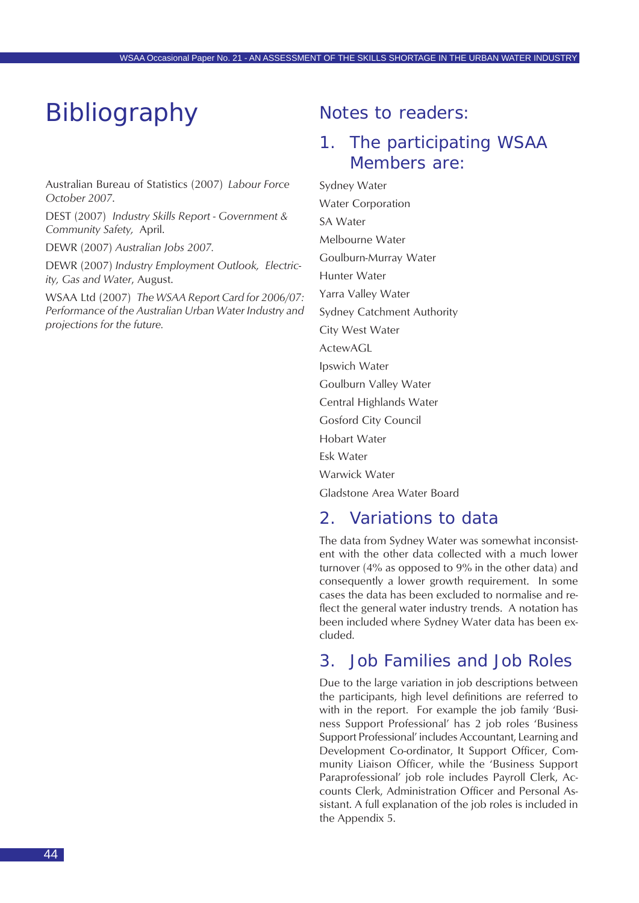# Bibliography

Australian Bureau of Statistics (2007) *Labour Force October 2007.*

DEST (2007) *Industry Skills Report - Government & Community Safety,* April.

DEWR (2007) *Australian Jobs 2007.*

DEWR (2007) *Industry Employment Outlook, Electricity, Gas and Water*, August.

WSAA Ltd (2007) *The WSAA Report Card for 2006/07: Performance of the Australian Urban Water Industry and projections for the future.*

# Notes to readers:

## 1. The participating WSAA Members are:

Sydney Water

Water Corporation

SA Water

Melbourne Water

Goulburn-Murray Water

Hunter Water

Yarra Valley Water

Sydney Catchment Authority

City West Water

ActewAGL

Ipswich Water

Goulburn Valley Water

Central Highlands Water

Gosford City Council

Hobart Water

Esk Water

Warwick Water

Gladstone Area Water Board

## 2. Variations to data

The data from Sydney Water was somewhat inconsistent with the other data collected with a much lower turnover (4% as opposed to 9% in the other data) and consequently a lower growth requirement. In some cases the data has been excluded to normalise and reflect the general water industry trends. A notation has been included where Sydney Water data has been excluded.

## 3. Job Families and Job Roles

Due to the large variation in job descriptions between the participants, high level definitions are referred to with in the report. For example the job family 'Business Support Professional' has 2 job roles 'Business Support Professional' includes Accountant, Learning and Development Co-ordinator, It Support Officer, Community Liaison Officer, while the 'Business Support Paraprofessional' job role includes Payroll Clerk, Accounts Clerk, Administration Officer and Personal Assistant. A full explanation of the job roles is included in the Appendix 5.